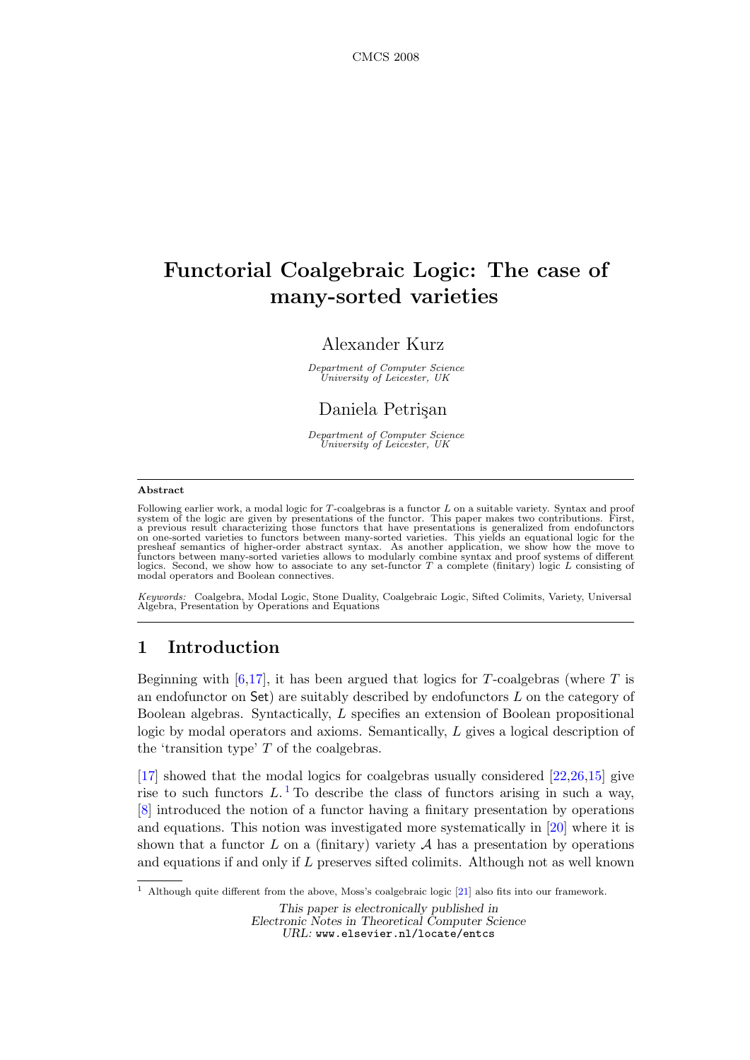# Functorial Coalgebraic Logic: The case of many-sorted varieties

Alexander Kurz

*Department of Computer Science*
*University of Leicester, UK*

Daniela Petrişan

*Department of Computer Science*
*University of Leicester, UK*

## Abstract

Following earlier work, a modal logic for $T$-coalgebras is a functor $L$ on a suitable variety. Syntax and proof system of the logic are given by presentations of the functor. This paper makes two contributions. First, a previous result characterizing those functors that have presentations is generalized from endofunctors on one-sorted varieties to functors between many-sorted varieties. This yields an equational logic for the presheaf semantics of higher-order abstract syntax. As another application, we show how the move to functors between many-sorted varieties allows to modularly combine syntax and proof systems of different logics. Second, we show how to associate to any set-functor $T$ a complete (finitary) logic $L$ consisting of modal operators and Boolean connectives.

*Keywords:* Coalgebra, Modal Logic, Stone Duality, Coalgebraic Logic, Sifted Colimits, Variety, Universal Algebra, Presentation by Operations and Equations

## 1 Introduction

Beginning with [6,17], it has been argued that logics for $T$-coalgebras (where $T$ is an endofunctor on $\mathsf{Set}$) are suitably described by endofunctors $L$ on the category of Boolean algebras. Syntactically, $L$ specifies an extension of Boolean propositional logic by modal operators and axioms. Semantically, $L$ gives a logical description of the 'transition type' $T$ of the coalgebras.

[17] showed that the modal logics for coalgebras usually considered [22,26,15] give rise to such functors $L$. [1] To describe the class of functors arising in such a way, [8] introduced the notion of a functor having a finitary presentation by operations and equations. This notion was investigated more systematically in [20] where it is shown that a functor $L$ on a (finitary) variety $\mathcal{A}$ has a presentation by operations and equations if and only if $L$ preserves sifted colimits. Although not as well known

[1] Although quite different from the above, Moss's coalgebraic logic [21] also fits into our framework.

*This paper is electronically published in*
*Electronic Notes in Theoretical Computer Science*
*URL:* `www.elsevier.nl/locate/entcs`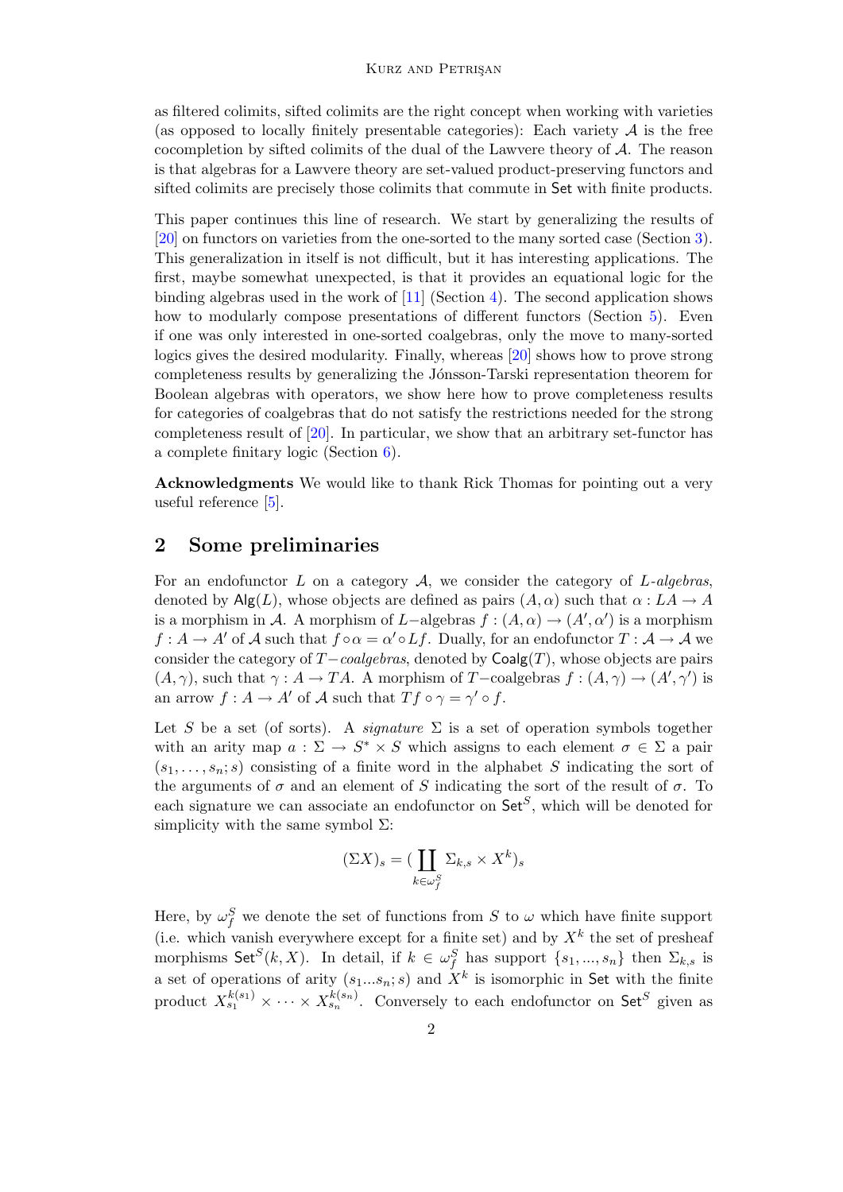as filtered colimits, sifted colimits are the right concept when working with varieties (as opposed to locally finitely presentable categories): Each variety $\mathcal{A}$ is the free cocompletion by sifted colimits of the dual of the Lawvere theory of $\mathcal{A}$. The reason is that algebras for a Lawvere theory are set-valued product-preserving functors and sifted colimits are precisely those colimits that commute in $\mathsf{Set}$ with finite products.

This paper continues this line of research. We start by generalizing the results of [20] on functors on varieties from the one-sorted to the many sorted case (Section 3). This generalization in itself is not difficult, but it has interesting applications. The first, maybe somewhat unexpected, is that it provides an equational logic for the binding algebras used in the work of [11] (Section 4). The second application shows how to modularly compose presentations of different functors (Section 5). Even if one was only interested in one-sorted coalgebras, only the move to many-sorted logics gives the desired modularity. Finally, whereas [20] shows how to prove strong completeness results by generalizing the Jónsson-Tarski representation theorem for Boolean algebras with operators, we show here how to prove completeness results for categories of coalgebras that do not satisfy the restrictions needed for the strong completeness result of [20]. In particular, we show that an arbitrary set-functor has a complete finitary logic (Section 6).

**Acknowledgments** We would like to thank Rick Thomas for pointing out a very useful reference [5].

## 2 Some preliminaries

For an endofunctor $L$ on a category $\mathcal{A}$, we consider the category of *$L$-algebras*, denoted by $\mathsf{Alg}(L)$, whose objects are defined as pairs $(A, \alpha)$ such that $\alpha : LA \to A$ is a morphism in $\mathcal{A}$. A morphism of $L-$algebras $f : (A, \alpha) \to (A', \alpha')$ is a morphism $f : A \to A'$ of $\mathcal{A}$ such that $f \circ \alpha = \alpha' \circ Lf$. Dually, for an endofunctor $T : \mathcal{A} \to \mathcal{A}$ we consider the category of *$T-$coalgebras*, denoted by $\mathsf{Coalg}(T)$, whose objects are pairs $(A, \gamma)$, such that $\gamma : A \to TA$. A morphism of $T-$coalgebras $f : (A, \gamma) \to (A', \gamma')$ is an arrow $f : A \to A'$ of $\mathcal{A}$ such that $Tf \circ \gamma = \gamma' \circ f$.

Let $S$ be a set (of sorts). A *signature* $\Sigma$ is a set of operation symbols together with an arity map $a : \Sigma \to S^* \times S$ which assigns to each element $\sigma \in \Sigma$ a pair $(s_1, \ldots, s_n; s)$ consisting of a finite word in the alphabet $S$ indicating the sort of the arguments of $\sigma$ and an element of $S$ indicating the sort of the result of $\sigma$. To each signature we can associate an endofunctor on $\mathsf{Set}^S$, which will be denoted for simplicity with the same symbol $\Sigma$:

$$(\Sigma X)_s = (\coprod_{k \in \omega_f^S} \Sigma_{k,s} \times X^k)_s$$

Here, by $\omega_f^S$ we denote the set of functions from $S$ to $\omega$ which have finite support (i.e. which vanish everywhere except for a finite set) and by $X^k$ the set of presheaf morphisms $\mathsf{Set}^S(k, X)$. In detail, if $k \in \omega_f^S$ has support $\{s_1, ..., s_n\}$ then $\Sigma_{k,s}$ is a set of operations of arity $(s_1...s_n; s)$ and $X^k$ is isomorphic in $\mathsf{Set}$ with the finite product $X_{s_1}^{k(s_1)} \times \cdots \times X_{s_n}^{k(s_n)}$. Conversely to each endofunctor on $\mathsf{Set}^S$ given as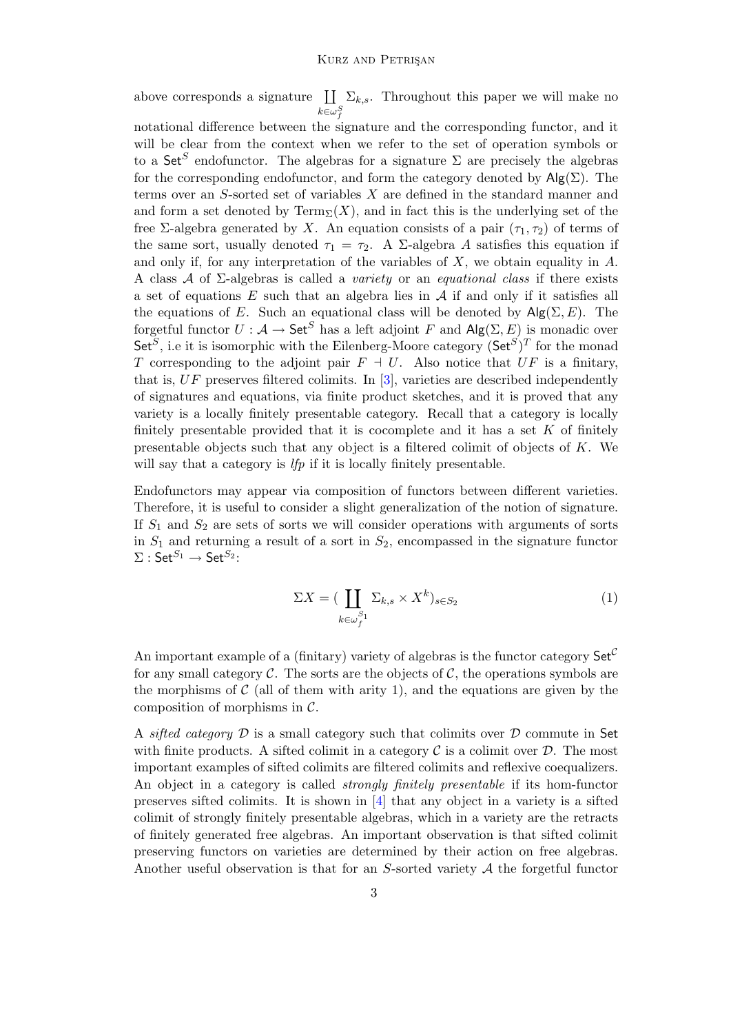above corresponds a signature $\coprod_{k\in\omega_f^S}\Sigma_{k,s}$. Throughout this paper we will make no notational difference between the signature and the corresponding functor, and it will be clear from the context when we refer to the set of operation symbols or to a $\mathsf{Set}^S$ endofunctor. The algebras for a signature $\Sigma$ are precisely the algebras for the corresponding endofunctor, and form the category denoted by $\mathsf{Alg}(\Sigma)$. The terms over an $S$-sorted set of variables $X$ are defined in the standard manner and and form a set denoted by $\mathrm{Term}_\Sigma(X)$, and in fact this is the underlying set of the free $\Sigma$-algebra generated by $X$. An equation consists of a pair $(\tau_1, \tau_2)$ of terms of the same sort, usually denoted $\tau_1 = \tau_2$. A $\Sigma$-algebra $A$ satisfies this equation if and only if, for any interpretation of the variables of $X$, we obtain equality in $A$. A class $\mathcal{A}$ of $\Sigma$-algebras is called a *variety* or an *equational class* if there exists a set of equations $E$ such that an algebra lies in $\mathcal{A}$ if and only if it satisfies all the equations of $E$. Such an equational class will be denoted by $\mathsf{Alg}(\Sigma, E)$. The forgetful functor $U : \mathcal{A} \to \mathsf{Set}^S$ has a left adjoint $F$ and $\mathsf{Alg}(\Sigma, E)$ is monadic over $\mathsf{Set}^S$, i.e it is isomorphic with the Eilenberg-Moore category $(\mathsf{Set}^S)^T$ for the monad $T$ corresponding to the adjoint pair $F \dashv U$. Also notice that $UF$ is a finitary, that is, $UF$ preserves filtered colimits. In [3], varieties are described independently of signatures and equations, via finite product sketches, and it is proved that any variety is a locally finitely presentable category. Recall that a category is locally finitely presentable provided that it is cocomplete and it has a set $K$ of finitely presentable objects such that any object is a filtered colimit of objects of $K$. We will say that a category is *lfp* if it is locally finitely presentable.

Endofunctors may appear via composition of functors between different varieties. Therefore, it is useful to consider a slight generalization of the notion of signature. If $S_1$ and $S_2$ are sets of sorts we will consider operations with arguments of sorts in $S_1$ and returning a result of a sort in $S_2$, encompassed in the signature functor $\Sigma : \mathsf{Set}^{S_1} \to \mathsf{Set}^{S_2}$:

$$\Sigma X = \Big(\coprod_{k\in\omega_f^{S_1}} \Sigma_{k,s} \times X^k\Big)_{s\in S_2} \tag{1}$$

An important example of a (finitary) variety of algebras is the functor category $\mathsf{Set}^{\mathcal{C}}$ for any small category $\mathcal{C}$. The sorts are the objects of $\mathcal{C}$, the operations symbols are the morphisms of $\mathcal{C}$ (all of them with arity 1), and the equations are given by the composition of morphisms in $\mathcal{C}$.

A *sifted category* $\mathcal{D}$ is a small category such that colimits over $\mathcal{D}$ commute in $\mathsf{Set}$ with finite products. A sifted colimit in a category $\mathcal{C}$ is a colimit over $\mathcal{D}$. The most important examples of sifted colimits are filtered colimits and reflexive coequalizers. An object in a category is called *strongly finitely presentable* if its hom-functor preserves sifted colimits. It is shown in [4] that any object in a variety is a sifted colimit of strongly finitely presentable algebras, which in a variety are the retracts of finitely generated free algebras. An important observation is that sifted colimit preserving functors on varieties are determined by their action on free algebras. Another useful observation is that for an $S$-sorted variety $\mathcal{A}$ the forgetful functor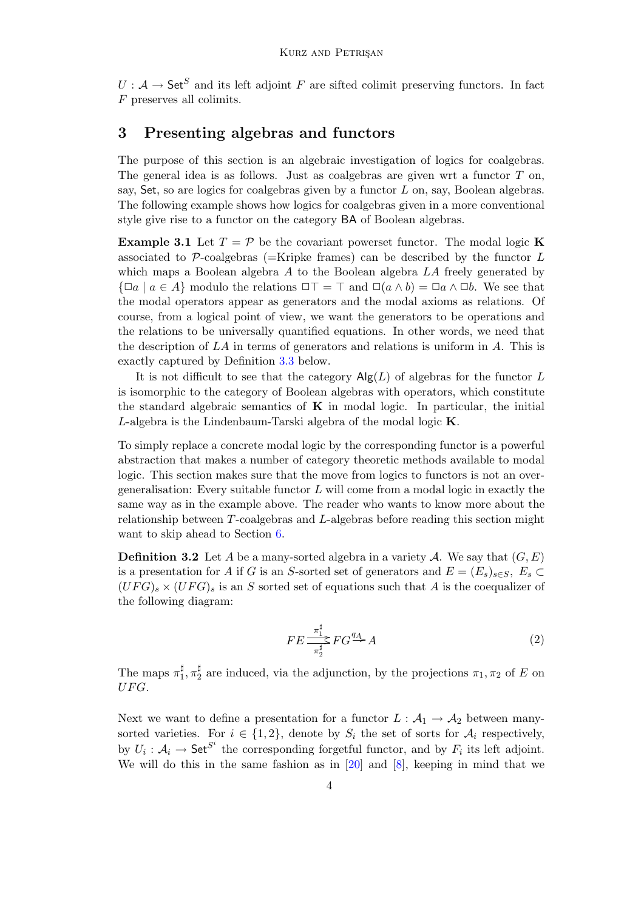$U : \mathcal{A} \to \mathsf{Set}^S$ and its left adjoint $F$ are sifted colimit preserving functors. In fact $F$ preserves all colimits.

## 3 Presenting algebras and functors

The purpose of this section is an algebraic investigation of logics for coalgebras. The general idea is as follows. Just as coalgebras are given wrt a functor $T$ on, say, $\mathsf{Set}$, so are logics for coalgebras given by a functor $L$ on, say, Boolean algebras. The following example shows how logics for coalgebras given in a more conventional style give rise to a functor on the category $\mathsf{BA}$ of Boolean algebras.

**Example 3.1** Let $T = \mathcal{P}$ be the covariant powerset functor. The modal logic $\mathbf{K}$ associated to $\mathcal{P}$-coalgebras (=Kripke frames) can be described by the functor $L$ which maps a Boolean algebra $A$ to the Boolean algebra $LA$ freely generated by $\{\Box a \mid a \in A\}$ modulo the relations $\Box\top = \top$ and $\Box(a \wedge b) = \Box a \wedge \Box b$. We see that the modal operators appear as generators and the modal axioms as relations. Of course, from a logical point of view, we want the generators to be operations and the relations to be universally quantified equations. In other words, we need that the description of $LA$ in terms of generators and relations is uniform in $A$. This is exactly captured by Definition 3.3 below.

It is not difficult to see that the category $\mathsf{Alg}(L)$ of algebras for the functor $L$ is isomorphic to the category of Boolean algebras with operators, which constitute the standard algebraic semantics of $\mathbf{K}$ in modal logic. In particular, the initial $L$-algebra is the Lindenbaum-Tarski algebra of the modal logic $\mathbf{K}$.

To simply replace a concrete modal logic by the corresponding functor is a powerful abstraction that makes a number of category theoretic methods available to modal logic. This section makes sure that the move from logics to functors is not an over-generalisation: Every suitable functor $L$ will come from a modal logic in exactly the same way as in the example above. The reader who wants to know more about the relationship between $T$-coalgebras and $L$-algebras before reading this section might want to skip ahead to Section 6.

**Definition 3.2** Let $A$ be a many-sorted algebra in a variety $\mathcal{A}$. We say that $(G, E)$ is a presentation for $A$ if $G$ is an $S$-sorted set of generators and $E = (E_s)_{s\in S}$, $E_s \subset (UFG)_s \times (UFG)_s$ is an $S$ sorted set of equations such that $A$ is the coequalizer of the following diagram:

$$FE \underset{\pi_2^\sharp}{\overset{\pi_1^\sharp}{\rightrightarrows}} FG \xrightarrow{q_A} A \tag{2}$$

The maps $\pi_1^\sharp, \pi_2^\sharp$ are induced, via the adjunction, by the projections $\pi_1, \pi_2$ of $E$ on $UFG$.

Next we want to define a presentation for a functor $L : \mathcal{A}_1 \to \mathcal{A}_2$ between many-sorted varieties. For $i \in \{1, 2\}$, denote by $S_i$ the set of sorts for $\mathcal{A}_i$ respectively, by $U_i : \mathcal{A}_i \to \mathsf{Set}^{S^i}$ the corresponding forgetful functor, and by $F_i$ its left adjoint. We will do this in the same fashion as in [20] and [8], keeping in mind that we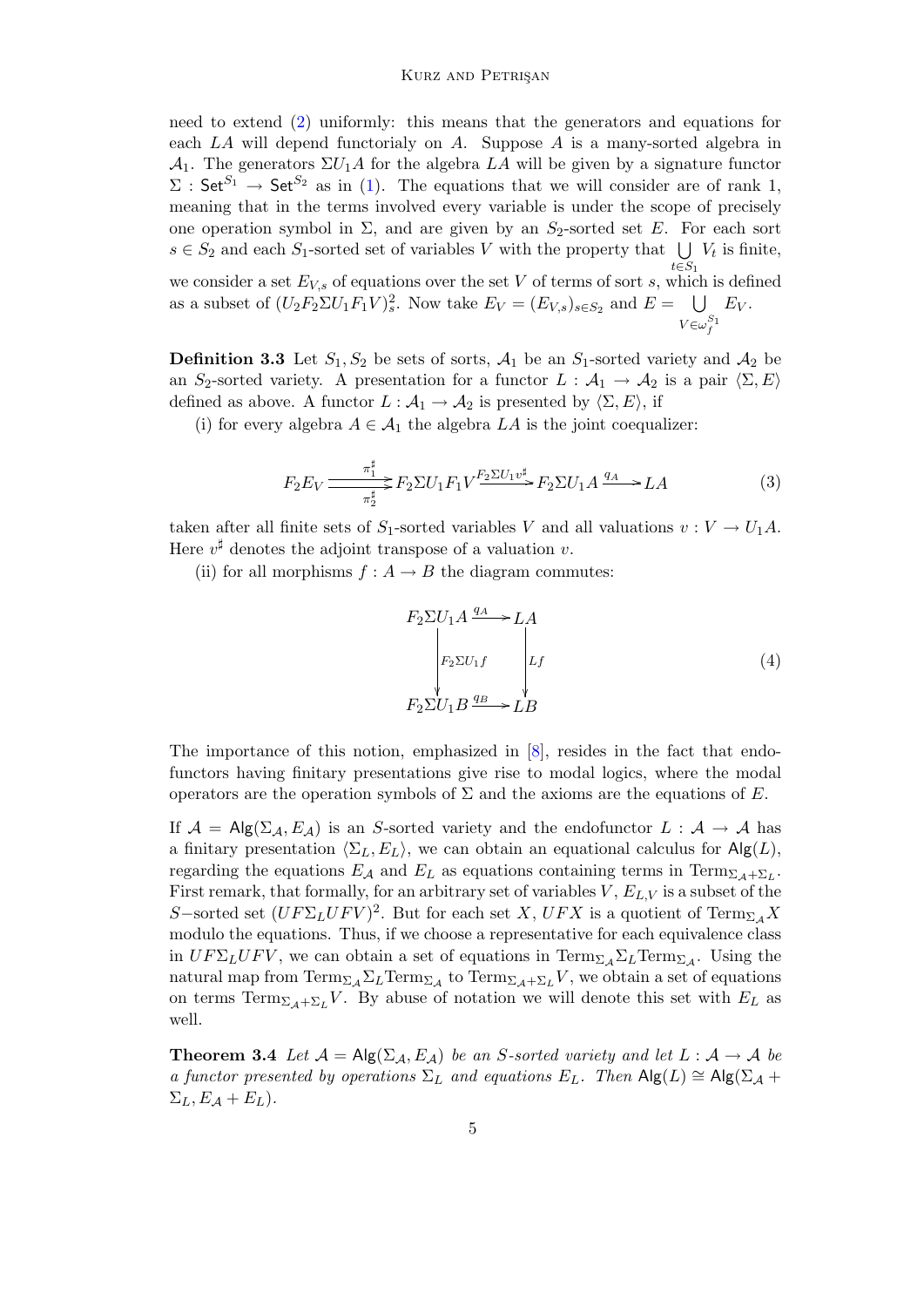need to extend (2) uniformly: this means that the generators and equations for each $LA$ will depend functorialy on $A$. Suppose $A$ is a many-sorted algebra in $\mathcal{A}_1$. The generators $\Sigma U_1 A$ for the algebra $LA$ will be given by a signature functor $\Sigma : \mathsf{Set}^{S_1} \to \mathsf{Set}^{S_2}$ as in (1). The equations that we will consider are of rank 1, meaning that in the terms involved every variable is under the scope of precisely one operation symbol in $\Sigma$, and are given by an $S_2$-sorted set $E$. For each sort $s \in S_2$ and each $S_1$-sorted set of variables $V$ with the property that $\bigcup_{t \in S_1} V_t$ is finite, we consider a set $E_{V,s}$ of equations over the set $V$ of terms of sort $s$, which is defined as a subset of $(U_2 F_2 \Sigma U_1 F_1 V)^2_s$. Now take $E_V = (E_{V,s})_{s \in S_2}$ and $E = \bigcup_{V \in \omega_f^{S_1}} E_V$.

**Definition 3.3** Let $S_1, S_2$ be sets of sorts, $\mathcal{A}_1$ be an $S_1$-sorted variety and $\mathcal{A}_2$ be an $S_2$-sorted variety. A presentation for a functor $L : \mathcal{A}_1 \to \mathcal{A}_2$ is a pair $\langle \Sigma, E \rangle$ defined as above. A functor $L : \mathcal{A}_1 \to \mathcal{A}_2$ is presented by $\langle \Sigma, E \rangle$, if

(i) for every algebra $A \in \mathcal{A}_1$ the algebra $LA$ is the joint coequalizer:

$$F_2 E_V \overset{\pi_1^\sharp}{\underset{\pi_2^\sharp}{\rightrightarrows}} F_2 \Sigma U_1 F_1 V \xrightarrow{F_2 \Sigma U_1 v^\sharp} F_2 \Sigma U_1 A \xrightarrow{q_A} LA \tag{3}$$

taken after all finite sets of $S_1$-sorted variables $V$ and all valuations $v : V \to U_1 A$. Here $v^\sharp$ denotes the adjoint transpose of a valuation $v$.

(ii) for all morphisms $f : A \to B$ the diagram commutes:

$$\begin{array}{ccc} F_2 \Sigma U_1 A & \xrightarrow{q_A} & LA \\ \big\downarrow{\scriptstyle F_2 \Sigma U_1 f} & & \big\downarrow{\scriptstyle Lf} \\ F_2 \Sigma U_1 B & \xrightarrow{q_B} & LB \end{array} \tag{4}$$

The importance of this notion, emphasized in [8], resides in the fact that endofunctors having finitary presentations give rise to modal logics, where the modal operators are the operation symbols of $\Sigma$ and the axioms are the equations of $E$.

If $\mathcal{A} = \mathsf{Alg}(\Sigma_\mathcal{A}, E_\mathcal{A})$ is an $S$-sorted variety and the endofunctor $L : \mathcal{A} \to \mathcal{A}$ has a finitary presentation $\langle \Sigma_L, E_L \rangle$, we can obtain an equational calculus for $\mathsf{Alg}(L)$, regarding the equations $E_\mathcal{A}$ and $E_L$ as equations containing terms in $\mathrm{Term}_{\Sigma_\mathcal{A} + \Sigma_L}$. First remark, that formally, for an arbitrary set of variables $V$, $E_{L,V}$ is a subset of the $S-$sorted set $(UF\Sigma_L UFV)^2$. But for each set $X$, $UFX$ is a quotient of $\mathrm{Term}_{\Sigma_\mathcal{A}} X$ modulo the equations. Thus, if we choose a representative for each equivalence class in $UF\Sigma_L UFV$, we can obtain a set of equations in $\mathrm{Term}_{\Sigma_\mathcal{A}} \Sigma_L \mathrm{Term}_{\Sigma_\mathcal{A}}$. Using the natural map from $\mathrm{Term}_{\Sigma_\mathcal{A}} \Sigma_L \mathrm{Term}_{\Sigma_\mathcal{A}}$ to $\mathrm{Term}_{\Sigma_\mathcal{A} + \Sigma_L} V$, we obtain a set of equations on terms $\mathrm{Term}_{\Sigma_\mathcal{A} + \Sigma_L} V$. By abuse of notation we will denote this set with $E_L$ as well.

**Theorem 3.4** *Let $\mathcal{A} = \mathsf{Alg}(\Sigma_\mathcal{A}, E_\mathcal{A})$ be an $S$-sorted variety and let $L : \mathcal{A} \to \mathcal{A}$ be a functor presented by operations $\Sigma_L$ and equations $E_L$. Then $\mathsf{Alg}(L) \cong \mathsf{Alg}(\Sigma_\mathcal{A} + \Sigma_L, E_\mathcal{A} + E_L)$.*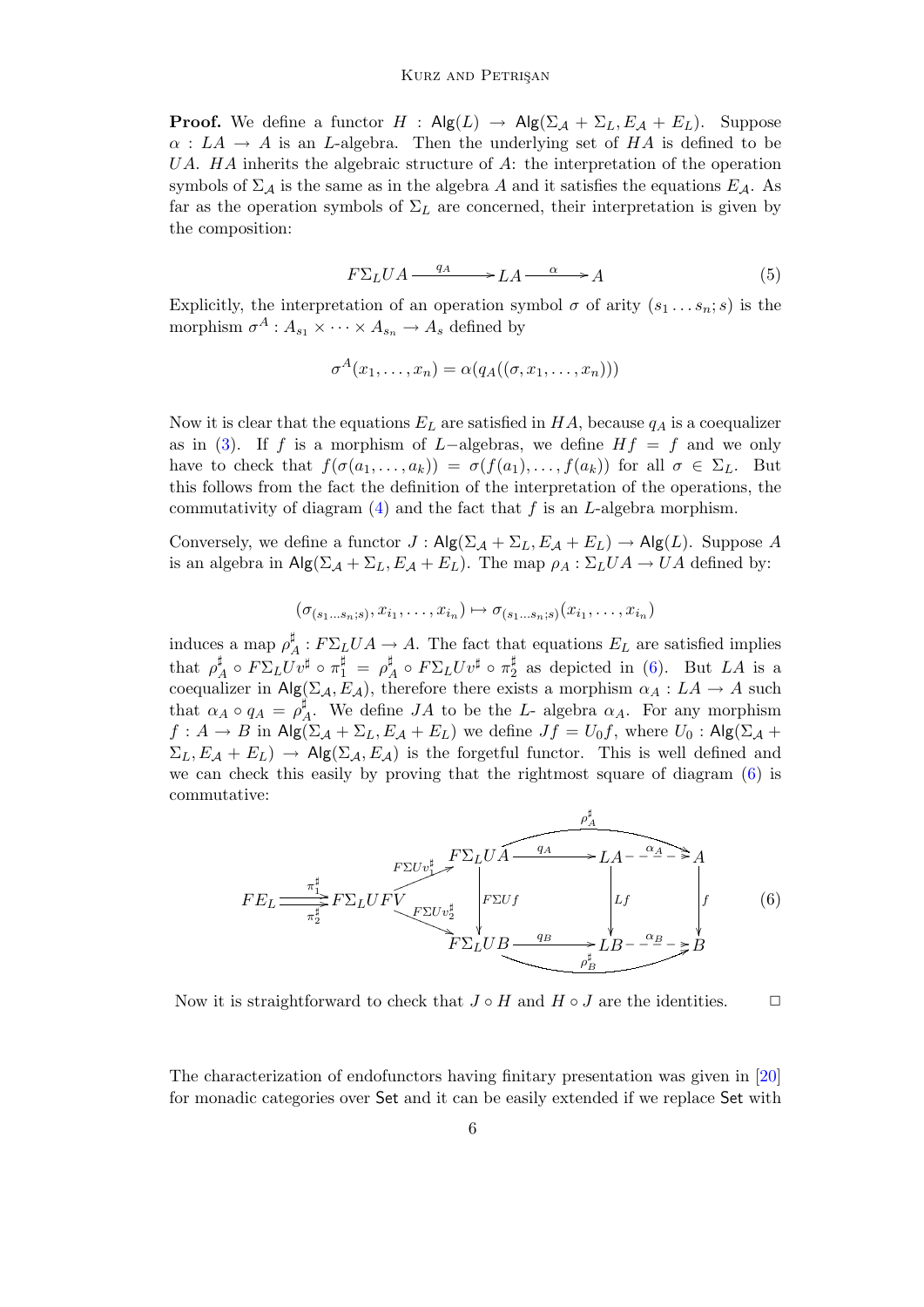**Proof.** We define a functor $H : \mathsf{Alg}(L) \to \mathsf{Alg}(\Sigma_{\mathcal{A}} + \Sigma_L, E_{\mathcal{A}} + E_L)$. Suppose $\alpha : LA \to A$ is an $L$-algebra. Then the underlying set of $HA$ is defined to be $UA$. $HA$ inherits the algebraic structure of $A$: the interpretation of the operation symbols of $\Sigma_{\mathcal{A}}$ is the same as in the algebra $A$ and it satisfies the equations $E_{\mathcal{A}}$. As far as the operation symbols of $\Sigma_L$ are concerned, their interpretation is given by the composition:

$$F\Sigma_L UA \xrightarrow{\ q_A\ } LA \xrightarrow{\ \alpha\ } A \tag{5}$$

Explicitly, the interpretation of an operation symbol $\sigma$ of arity $(s_1 \dots s_n; s)$ is the morphism $\sigma^A : A_{s_1} \times \dots \times A_{s_n} \to A_s$ defined by

$$\sigma^A(x_1, \dots, x_n) = \alpha(q_A((\sigma, x_1, \dots, x_n)))$$

Now it is clear that the equations $E_L$ are satisfied in $HA$, because $q_A$ is a coequalizer as in (3). If $f$ is a morphism of $L-$algebras, we define $Hf = f$ and we only have to check that $f(\sigma(a_1, \dots, a_k)) = \sigma(f(a_1), \dots, f(a_k))$ for all $\sigma \in \Sigma_L$. But this follows from the fact the definition of the interpretation of the operations, the commutativity of diagram (4) and the fact that $f$ is an $L$-algebra morphism.

Conversely, we define a functor $J : \mathsf{Alg}(\Sigma_{\mathcal{A}} + \Sigma_L, E_{\mathcal{A}} + E_L) \to \mathsf{Alg}(L)$. Suppose $A$ is an algebra in $\mathsf{Alg}(\Sigma_{\mathcal{A}} + \Sigma_L, E_{\mathcal{A}} + E_L)$. The map $\rho_A : \Sigma_L UA \to UA$ defined by:

$$(\sigma_{(s_1 \dots s_n; s)}, x_{i_1}, \dots, x_{i_n}) \mapsto \sigma_{(s_1 \dots s_n; s)}(x_{i_1}, \dots, x_{i_n})$$

induces a map $\rho_A^\sharp : F\Sigma_L UA \to A$. The fact that equations $E_L$ are satisfied implies that $\rho_A^\sharp \circ F\Sigma_L U v^\sharp \circ \pi_1^\sharp = \rho_A^\sharp \circ F\Sigma_L U v^\sharp \circ \pi_2^\sharp$ as depicted in (6). But $LA$ is a coequalizer in $\mathsf{Alg}(\Sigma_{\mathcal{A}}, E_{\mathcal{A}})$, therefore there exists a morphism $\alpha_A : LA \to A$ such that $\alpha_A \circ q_A = \rho_A^\sharp$. We define $JA$ to be the $L$- algebra $\alpha_A$. For any morphism $f : A \to B$ in $\mathsf{Alg}(\Sigma_{\mathcal{A}} + \Sigma_L, E_{\mathcal{A}} + E_L)$ we define $Jf = U_0 f$, where $U_0 : \mathsf{Alg}(\Sigma_{\mathcal{A}} + \Sigma_L, E_{\mathcal{A}} + E_L) \to \mathsf{Alg}(\Sigma_{\mathcal{A}}, E_{\mathcal{A}})$ is the forgetful functor. This is well defined and we can check this easily by proving that the rightmost square of diagram (6) is commutative:

$$\begin{array}{ccccccc}
 & & F\Sigma_L UA & \xrightarrow{q_A} & LA & \overset{\alpha_A}{\dashrightarrow} & A \\
FE_L \underset{\pi_2^\sharp}{\overset{\pi_1^\sharp}{\rightrightarrows}} F\Sigma_L UFV & \overset{F\Sigma U v_1^\sharp}{\nearrow} \underset{F\Sigma U v_2^\sharp}{\searrow} & \downarrow F\Sigma U f & & \downarrow Lf & & \downarrow f \\
 & & F\Sigma_L UB & \xrightarrow{q_B} & LB & \overset{\alpha_B}{\dashrightarrow} & B
\end{array} \tag{6}$$

(with $\rho_A^\sharp : F\Sigma_L UA \to A$ and $\rho_B^\sharp : F\Sigma_L UB \to B$ as the outer arrows)

Now it is straightforward to check that $J \circ H$ and $H \circ J$ are the identities. $\square$

The characterization of endofunctors having finitary presentation was given in [20] for monadic categories over $\mathsf{Set}$ and it can be easily extended if we replace $\mathsf{Set}$ with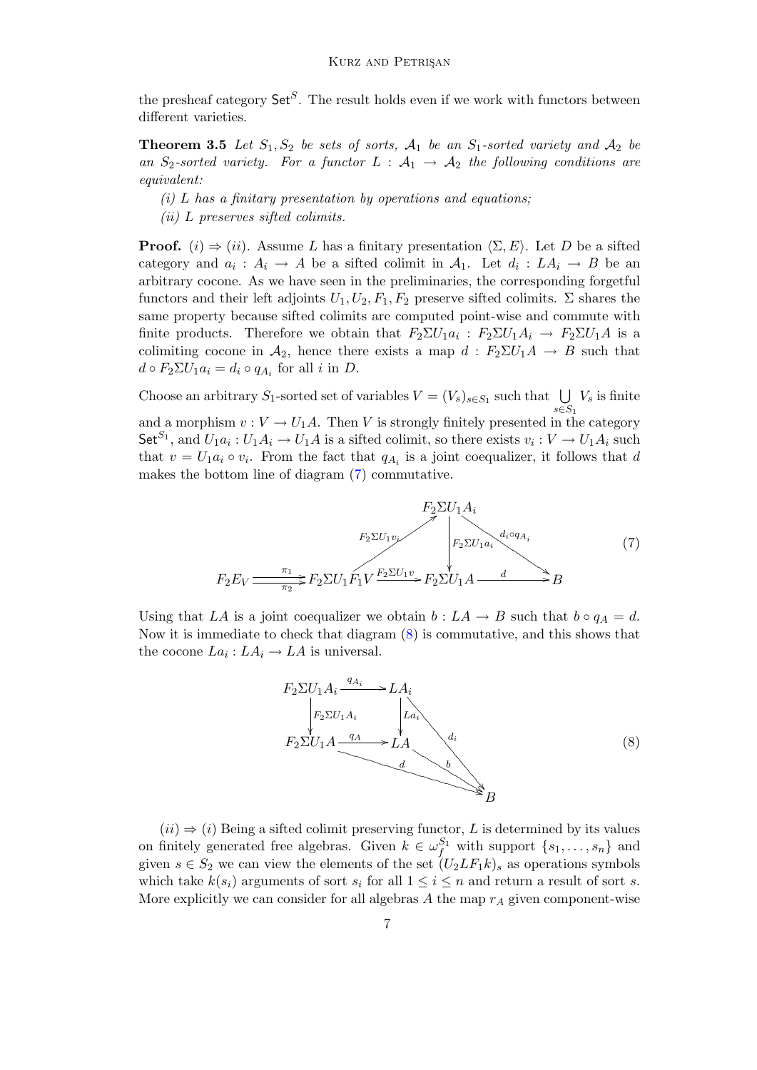the presheaf category $\mathsf{Set}^S$. The result holds even if we work with functors between different varieties.

**Theorem 3.5** *Let $S_1, S_2$ be sets of sorts, $\mathcal{A}_1$ be an $S_1$-sorted variety and $\mathcal{A}_2$ be an $S_2$-sorted variety. For a functor $L : \mathcal{A}_1 \to \mathcal{A}_2$ the following conditions are equivalent:*

*(i) $L$ has a finitary presentation by operations and equations;*

*(ii) $L$ preserves sifted colimits.*

**Proof.** $(i) \Rightarrow (ii)$. Assume $L$ has a finitary presentation $\langle \Sigma, E \rangle$. Let $D$ be a sifted category and $a_i : A_i \to A$ be a sifted colimit in $\mathcal{A}_1$. Let $d_i : LA_i \to B$ be an arbitrary cocone. As we have seen in the preliminaries, the corresponding forgetful functors and their left adjoints $U_1, U_2, F_1, F_2$ preserve sifted colimits. $\Sigma$ shares the same property because sifted colimits are computed point-wise and commute with finite products. Therefore we obtain that $F_2\Sigma U_1 a_i : F_2\Sigma U_1 A_i \to F_2 \Sigma U_1 A$ is a colimiting cocone in $\mathcal{A}_2$, hence there exists a map $d : F_2\Sigma U_1 A \to B$ such that $d \circ F_2 \Sigma U_1 a_i = d_i \circ q_{A_i}$ for all $i$ in $D$.

Choose an arbitrary $S_1$-sorted set of variables $V = (V_s)_{s \in S_1}$ such that $\bigcup_{s \in S_1} V_s$ is finite and a morphism $v : V \to U_1 A$. Then $V$ is strongly finitely presented in the category $\mathsf{Set}^{S_1}$, and $U_1 a_i : U_1 A_i \to U_1 A$ is a sifted colimit, so there exists $v_i : V \to U_1 A_i$ such that $v = U_1 a_i \circ v_i$. From the fact that $q_{A_i}$ is a joint coequalizer, it follows that $d$ makes the bottom line of diagram (7) commutative.

$$
\begin{array}{ccccccc}
 & & & F_2\Sigma U_1 A_i & & & \\
 & & \nearrow^{F_2\Sigma U_1 v_i} & \downarrow{\scriptstyle F_2\Sigma U_1 a_i} & \searrow^{d_i \circ q_{A_i}} & & \\
F_2 E_V & \overset{\pi_1}{\underset{\pi_2}{\rightrightarrows}} & F_2\Sigma U_1 F_1 V & \xrightarrow{F_2\Sigma U_1 v} F_2\Sigma U_1 A & \xrightarrow{d} & B &
\end{array}
\tag{7}
$$

Using that $LA$ is a joint coequalizer we obtain $b : LA \to B$ such that $b \circ q_A = d$. Now it is immediate to check that diagram (8) is commutative, and this shows that the cocone $La_i : LA_i \to LA$ is universal.

$$
\begin{array}{ccccc}
F_2\Sigma U_1 A_i & \xrightarrow{q_{A_i}} & LA_i & & \\
\downarrow{\scriptstyle F_2\Sigma U_1 A_i} & & \downarrow{\scriptstyle La_i} & \searrow^{d_i} & \\
F_2\Sigma U_1 A & \xrightarrow{q_A} & LA & \xrightarrow{b} & B \\
 & \searrow_{d} & & & \nearrow
\end{array}
\tag{8}
$$

$(ii) \Rightarrow (i)$ Being a sifted colimit preserving functor, $L$ is determined by its values on finitely generated free algebras. Given $k \in \omega_f^{S_1}$ with support $\{s_1, \ldots, s_n\}$ and given $s \in S_2$ we can view the elements of the set $(U_2 L F_1 k)_s$ as operations symbols which take $k(s_i)$ arguments of sort $s_i$ for all $1 \leq i \leq n$ and return a result of sort $s$. More explicitly we can consider for all algebras $A$ the map $r_A$ given component-wise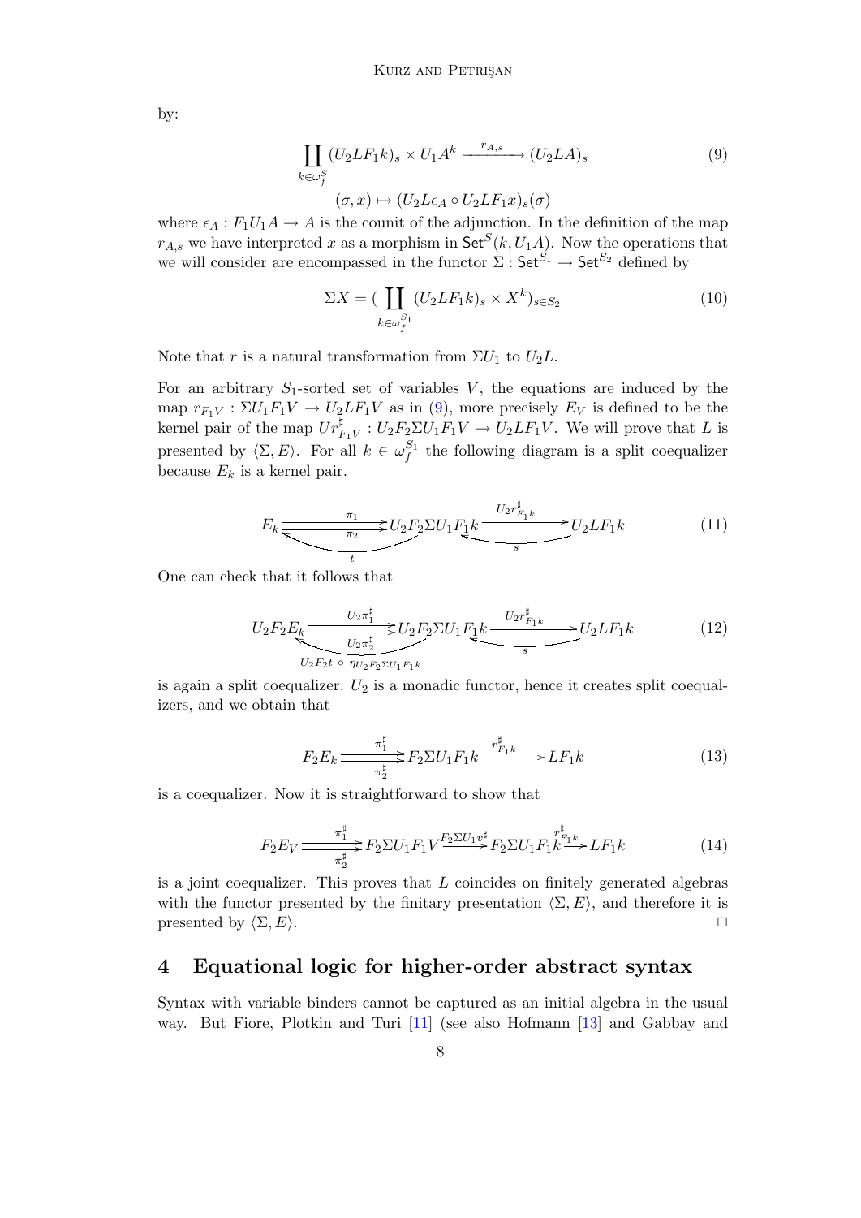by:

$$\coprod_{k \in \omega_f^S} (U_2 L F_1 k)_s \times U_1 A^k \xrightarrow{r_{A,s}} (U_2 L A)_s \tag{9}$$

$$(\sigma, x) \mapsto (U_2 L \epsilon_A \circ U_2 L F_1 x)_s(\sigma)$$

where $\epsilon_A : F_1 U_1 A \to A$ is the counit of the adjunction. In the definition of the map $r_{A,s}$ we have interpreted $x$ as a morphism in $\mathsf{Set}^S(k, U_1 A)$. Now the operations that we will consider are encompassed in the functor $\Sigma : \mathsf{Set}^{S_1} \to \mathsf{Set}^{S_2}$ defined by

$$\Sigma X = \Big( \coprod_{k \in \omega_f^{S_1}} (U_2 L F_1 k)_s \times X^k \Big)_{s \in S_2} \tag{10}$$

Note that $r$ is a natural transformation from $\Sigma U_1$ to $U_2 L$.

For an arbitrary $S_1$-sorted set of variables $V$, the equations are induced by the map $r_{F_1 V} : \Sigma U_1 F_1 V \to U_2 L F_1 V$ as in (9), more precisely $E_V$ is defined to be the kernel pair of the map $U r^\sharp_{F_1 V} : U_2 F_2 \Sigma U_1 F_1 V \to U_2 L F_1 V$. We will prove that $L$ is presented by $\langle \Sigma, E \rangle$. For all $k \in \omega_f^{S_1}$ the following diagram is a split coequalizer because $E_k$ is a kernel pair.

$$E_k \underset{\pi_2}{\overset{\pi_1}{\rightrightarrows}} U_2 F_2 \Sigma U_1 F_1 k \xrightarrow{U_2 r^\sharp_{F_1 k}} U_2 L F_1 k, \qquad t : U_2 F_2 \Sigma U_1 F_1 k \to E_k, \quad s : U_2 L F_1 k \to U_2 F_2 \Sigma U_1 F_1 k \tag{11}$$

One can check that it follows that

$$U_2 F_2 E_k \underset{U_2 \pi_2^\sharp}{\overset{U_2 \pi_1^\sharp}{\rightrightarrows}} U_2 F_2 \Sigma U_1 F_1 k \xrightarrow{U_2 r^\sharp_{F_1 k}} U_2 L F_1 k, \qquad U_2 F_2 t \circ \eta_{U_2 F_2 \Sigma U_1 F_1 k}, \quad s \tag{12}$$

is again a split coequalizer. $U_2$ is a monadic functor, hence it creates split coequalizers, and we obtain that

$$F_2 E_k \underset{\pi_2^\sharp}{\overset{\pi_1^\sharp}{\rightrightarrows}} F_2 \Sigma U_1 F_1 k \xrightarrow{r^\sharp_{F_1 k}} L F_1 k \tag{13}$$

is a coequalizer. Now it is straightforward to show that

$$F_2 E_V \underset{\pi_2^\sharp}{\overset{\pi_1^\sharp}{\rightrightarrows}} F_2 \Sigma U_1 F_1 V \xrightarrow{F_2 \Sigma U_1 v^\sharp} F_2 \Sigma U_1 F_1 k \xrightarrow{r^\sharp_{F_1 k}} L F_1 k \tag{14}$$

is a joint coequalizer. This proves that $L$ coincides on finitely generated algebras with the functor presented by the finitary presentation $\langle \Sigma, E \rangle$, and therefore it is presented by $\langle \Sigma, E \rangle$. □

## 4 Equational logic for higher-order abstract syntax

Syntax with variable binders cannot be captured as an initial algebra in the usual way. But Fiore, Plotkin and Turi [11] (see also Hofmann [13] and Gabbay and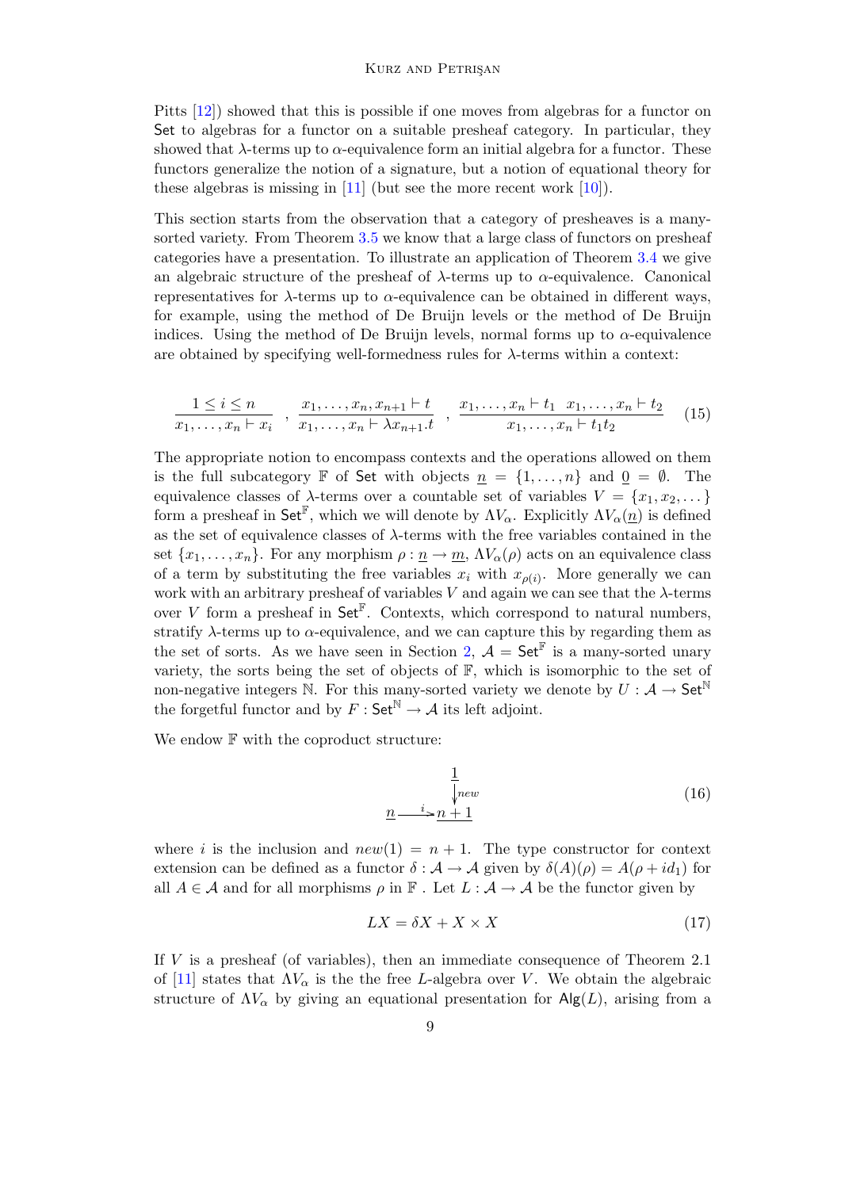Pitts [12]) showed that this is possible if one moves from algebras for a functor on $\mathsf{Set}$ to algebras for a functor on a suitable presheaf category. In particular, they showed that $\lambda$-terms up to $\alpha$-equivalence form an initial algebra for a functor. These functors generalize the notion of a signature, but a notion of equational theory for these algebras is missing in [11] (but see the more recent work [10]).

This section starts from the observation that a category of presheaves is a many-sorted variety. From Theorem 3.5 we know that a large class of functors on presheaf categories have a presentation. To illustrate an application of Theorem 3.4 we give an algebraic structure of the presheaf of $\lambda$-terms up to $\alpha$-equivalence. Canonical representatives for $\lambda$-terms up to $\alpha$-equivalence can be obtained in different ways, for example, using the method of De Bruijn levels or the method of De Bruijn indices. Using the method of De Bruijn levels, normal forms up to $\alpha$-equivalence are obtained by specifying well-formedness rules for $\lambda$-terms within a context:

$$\frac{1 \leq i \leq n}{x_1, \dots, x_n \vdash x_i} \;\; , \;\; \frac{x_1, \dots, x_n, x_{n+1} \vdash t}{x_1, \dots, x_n \vdash \lambda x_{n+1}.t} \;\; , \;\; \frac{x_1, \dots, x_n \vdash t_1 \quad x_1, \dots, x_n \vdash t_2}{x_1, \dots, x_n \vdash t_1 t_2} \tag{15}$$

The appropriate notion to encompass contexts and the operations allowed on them is the full subcategory $\mathbb{F}$ of $\mathsf{Set}$ with objects $\underline{n} = \{1, \dots, n\}$ and $\underline{0} = \emptyset$. The equivalence classes of $\lambda$-terms over a countable set of variables $V = \{x_1, x_2, \dots\}$ form a presheaf in $\mathsf{Set}^{\mathbb{F}}$, which we will denote by $\Lambda V_\alpha$. Explicitly $\Lambda V_\alpha(\underline{n})$ is defined as the set of equivalence classes of $\lambda$-terms with the free variables contained in the set $\{x_1, \dots, x_n\}$. For any morphism $\rho : \underline{n} \to \underline{m}$, $\Lambda V_\alpha(\rho)$ acts on an equivalence class of a term by substituting the free variables $x_i$ with $x_{\rho(i)}$. More generally we can work with an arbitrary presheaf of variables $V$ and again we can see that the $\lambda$-terms over $V$ form a presheaf in $\mathsf{Set}^{\mathbb{F}}$. Contexts, which correspond to natural numbers, stratify $\lambda$-terms up to $\alpha$-equivalence, and we can capture this by regarding them as the set of sorts. As we have seen in Section 2, $\mathcal{A} = \mathsf{Set}^{\mathbb{F}}$ is a many-sorted unary variety, the sorts being the set of objects of $\mathbb{F}$, which is isomorphic to the set of non-negative integers $\mathbb{N}$. For this many-sorted variety we denote by $U : \mathcal{A} \to \mathsf{Set}^{\mathbb{N}}$ the forgetful functor and by $F : \mathsf{Set}^{\mathbb{N}} \to \mathcal{A}$ its left adjoint.

We endow $\mathbb{F}$ with the coproduct structure:

$$\begin{array}{ccc} & & \underline{1} \\ & & \big\downarrow{\scriptstyle new} \\ \underline{n} & \xrightarrow{\;i\;} & \underline{n+1} \end{array} \tag{16}$$

where $i$ is the inclusion and $new(1) = n + 1$. The type constructor for context extension can be defined as a functor $\delta : \mathcal{A} \to \mathcal{A}$ given by $\delta(A)(\rho) = A(\rho + id_1)$ for all $A \in \mathcal{A}$ and for all morphisms $\rho$ in $\mathbb{F}$ . Let $L : \mathcal{A} \to \mathcal{A}$ be the functor given by

$$LX = \delta X + X \times X \tag{17}$$

If $V$ is a presheaf (of variables), then an immediate consequence of Theorem 2.1 of [11] states that $\Lambda V_\alpha$ is the the free $L$-algebra over $V$. We obtain the algebraic structure of $\Lambda V_\alpha$ by giving an equational presentation for $\mathsf{Alg}(L)$, arising from a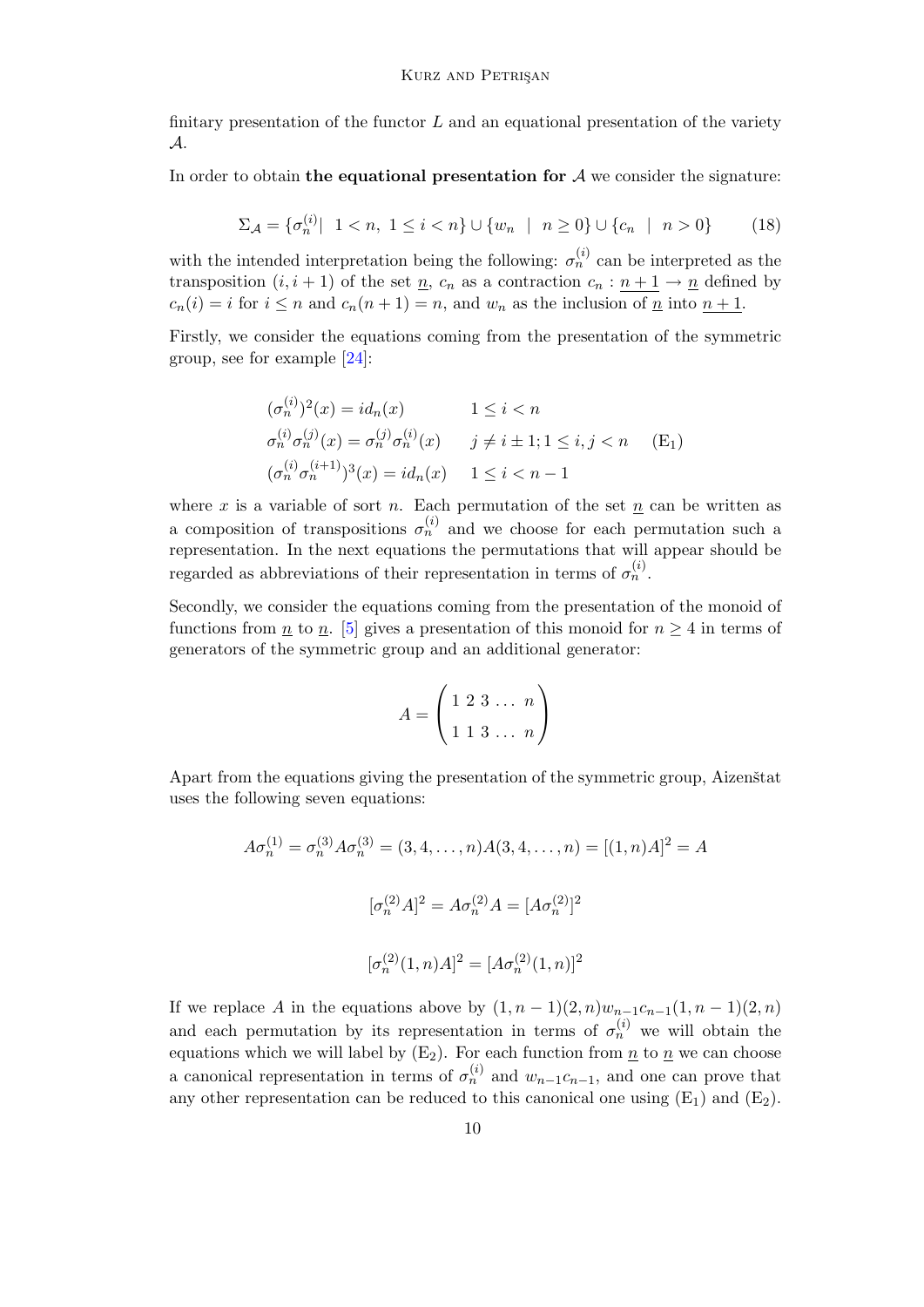finitary presentation of the functor $L$ and an equational presentation of the variety $\mathcal{A}$.

In order to obtain **the equational presentation for** $\mathcal{A}$ we consider the signature:

$$\Sigma_{\mathcal{A}} = \{\sigma_n^{(i)} |\ \ 1 < n,\ 1 \leq i < n\} \cup \{w_n \ \ | \ \ n \geq 0\} \cup \{c_n \ \ | \ \ n > 0\} \qquad (18)$$

with the intended interpretation being the following: $\sigma_n^{(i)}$ can be interpreted as the transposition $(i, i+1)$ of the set $\underline{n}$, $c_n$ as a contraction $c_n : \underline{n+1} \to \underline{n}$ defined by $c_n(i) = i$ for $i \leq n$ and $c_n(n+1) = n$, and $w_n$ as the inclusion of $\underline{n}$ into $\underline{n+1}$.

Firstly, we consider the equations coming from the presentation of the symmetric group, see for example [24]:

$$\begin{array}{ll} (\sigma_n^{(i)})^2(x) = id_n(x) & 1 \leq i < n \\ \sigma_n^{(i)}\sigma_n^{(j)}(x) = \sigma_n^{(j)}\sigma_n^{(i)}(x) & j \neq i \pm 1; 1 \leq i, j < n \\ (\sigma_n^{(i)}\sigma_n^{(i+1)})^3(x) = id_n(x) & 1 \leq i < n-1 \end{array} \qquad (\mathrm{E}_1)$$

where $x$ is a variable of sort $n$. Each permutation of the set $\underline{n}$ can be written as a composition of transpositions $\sigma_n^{(i)}$ and we choose for each permutation such a representation. In the next equations the permutations that will appear should be regarded as abbreviations of their representation in terms of $\sigma_n^{(i)}$.

Secondly, we consider the equations coming from the presentation of the monoid of functions from $\underline{n}$ to $\underline{n}$. [5] gives a presentation of this monoid for $n \geq 4$ in terms of generators of the symmetric group and an additional generator:

$$A = \begin{pmatrix} 1\ 2\ 3\ \ldots\ n \\ 1\ 1\ 3\ \ldots\ n \end{pmatrix}$$

Apart from the equations giving the presentation of the symmetric group, Aizenštat uses the following seven equations:

$$A\sigma_n^{(1)} = \sigma_n^{(3)} A \sigma_n^{(3)} = (3, 4, \ldots, n)A(3, 4, \ldots, n) = [(1, n)A]^2 = A$$

$$[\sigma_n^{(2)} A]^2 = A\sigma_n^{(2)} A = [A\sigma_n^{(2)}]^2$$

$$[\sigma_n^{(2)}(1, n)A]^2 = [A\sigma_n^{(2)}(1, n)]^2$$

If we replace $A$ in the equations above by $(1, n-1)(2, n)w_{n-1}c_{n-1}(1, n-1)(2, n)$ and each permutation by its representation in terms of $\sigma_n^{(i)}$ we will obtain the equations which we will label by $(\mathrm{E}_2)$. For each function from $\underline{n}$ to $\underline{n}$ we can choose a canonical representation in terms of $\sigma_n^{(i)}$ and $w_{n-1}c_{n-1}$, and one can prove that any other representation can be reduced to this canonical one using $(\mathrm{E}_1)$ and $(\mathrm{E}_2)$.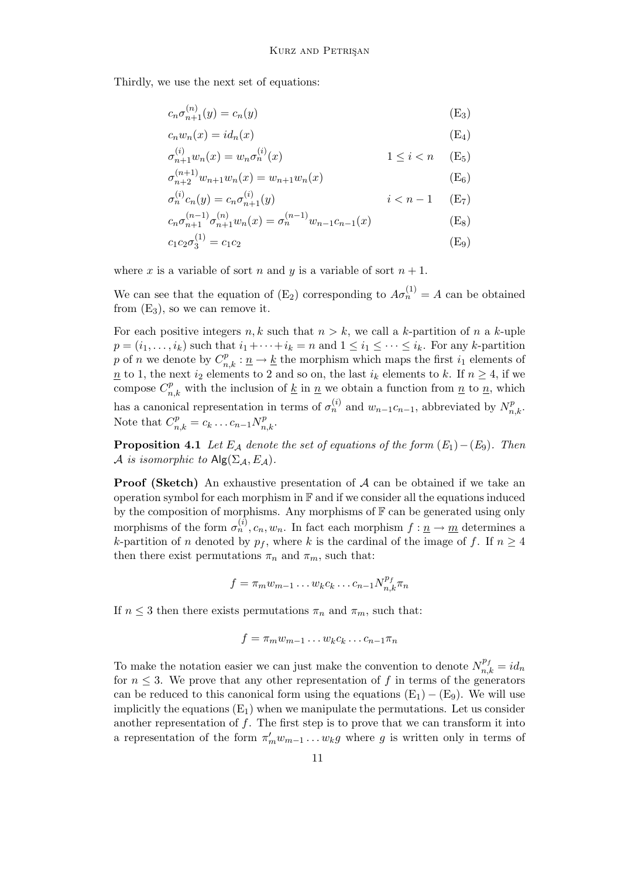Thirdly, we use the next set of equations:

$$c_n\sigma^{(n)}_{n+1}(y) = c_n(y) \tag{E$_3$}$$

$$c_n w_n(x) = id_n(x) \tag{E$_4$}$$

$$\sigma^{(i)}_{n+1} w_n(x) = w_n \sigma^{(i)}_n(x) \qquad 1 \leq i < n \tag{E$_5$}$$

$$\sigma^{(n+1)}_{n+2} w_{n+1} w_n(x) = w_{n+1} w_n(x) \tag{E$_6$}$$

$$\sigma^{(i)}_n c_n(y) = c_n \sigma^{(i)}_{n+1}(y) \qquad i < n-1 \tag{E$_7$}$$

$$c_n \sigma^{(n-1)}_{n+1} \sigma^{(n)}_{n+1} w_n(x) = \sigma^{(n-1)}_n w_{n-1} c_{n-1}(x) \tag{E$_8$}$$

$$c_1 c_2 \sigma^{(1)}_3 = c_1 c_2 \tag{E$_9$}$$

where $x$ is a variable of sort $n$ and $y$ is a variable of sort $n+1$.

We can see that the equation of (E$_2$) corresponding to $A\sigma^{(1)}_n = A$ can be obtained from (E$_3$), so we can remove it.

For each positive integers $n, k$ such that $n > k$, we call a $k$-partition of $n$ a $k$-uple $p = (i_1, \ldots, i_k)$ such that $i_1 + \cdots + i_k = n$ and $1 \leq i_1 \leq \cdots \leq i_k$. For any $k$-partition $p$ of $n$ we denote by $C^p_{n,k} : \underline{n} \to \underline{k}$ the morphism which maps the first $i_1$ elements of $\underline{n}$ to 1, the next $i_2$ elements to 2 and so on, the last $i_k$ elements to $k$. If $n \geq 4$, if we compose $C^p_{n,k}$ with the inclusion of $\underline{k}$ in $\underline{n}$ we obtain a function from $\underline{n}$ to $\underline{n}$, which has a canonical representation in terms of $\sigma^{(i)}_n$ and $w_{n-1}c_{n-1}$, abbreviated by $N^p_{n,k}$. Note that $C^p_{n,k} = c_k \ldots c_{n-1} N^p_{n,k}$.

**Proposition 4.1** *Let $E_{\mathcal{A}}$ denote the set of equations of the form $(E_1) - (E_9)$. Then $\mathcal{A}$ is isomorphic to $\mathsf{Alg}(\Sigma_{\mathcal{A}}, E_{\mathcal{A}})$.*

**Proof (Sketch)** An exhaustive presentation of $\mathcal{A}$ can be obtained if we take an operation symbol for each morphism in $\mathbb{F}$ and if we consider all the equations induced by the composition of morphisms. Any morphisms of $\mathbb{F}$ can be generated using only morphisms of the form $\sigma^{(i)}_n, c_n, w_n$. In fact each morphism $f : \underline{n} \to \underline{m}$ determines a $k$-partition of $n$ denoted by $p_f$, where $k$ is the cardinal of the image of $f$. If $n \geq 4$ then there exist permutations $\pi_n$ and $\pi_m$, such that:

$$f = \pi_m w_{m-1} \ldots w_k c_k \ldots c_{n-1} N^{p_f}_{n,k} \pi_n$$

If $n \leq 3$ then there exists permutations $\pi_n$ and $\pi_m$, such that:

$$f = \pi_m w_{m-1} \ldots w_k c_k \ldots c_{n-1} \pi_n$$

To make the notation easier we can just make the convention to denote $N^{p_f}_{n,k} = id_n$ for $n \leq 3$. We prove that any other representation of $f$ in terms of the generators can be reduced to this canonical form using the equations (E$_1$) $-$ (E$_9$). We will use implicitly the equations (E$_1$) when we manipulate the permutations. Let us consider another representation of $f$. The first step is to prove that we can transform it into a representation of the form $\pi'_m w_{m-1} \ldots w_k g$ where $g$ is written only in terms of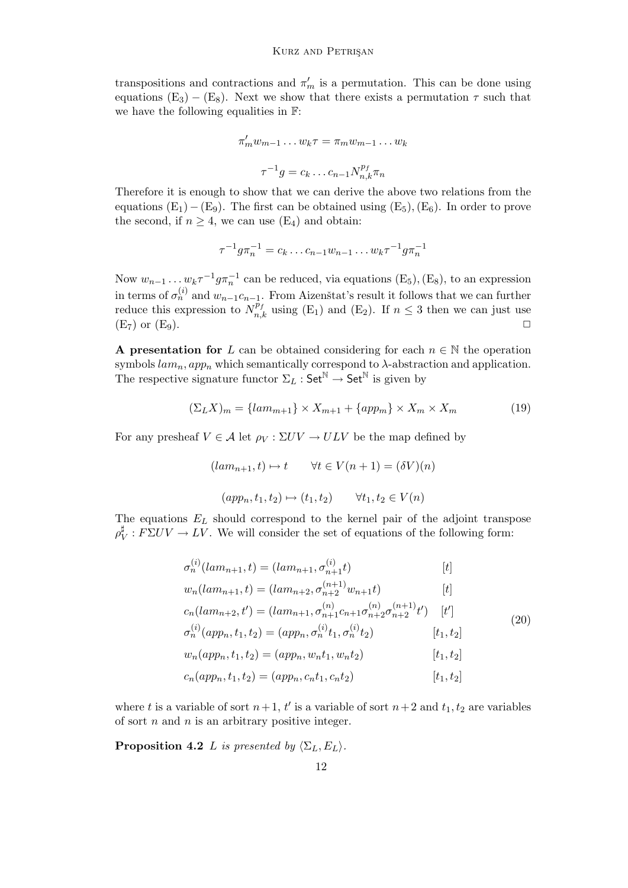transpositions and contractions and $\pi'_m$ is a permutation. This can be done using equations $(\mathrm{E}_3) - (\mathrm{E}_8)$. Next we show that there exists a permutation $\tau$ such that we have the following equalities in $\mathbb{F}$:

$$\pi'_m w_{m-1} \dots w_k \tau = \pi_m w_{m-1} \dots w_k$$

$$\tau^{-1} g = c_k \dots c_{n-1} N^{p_f}_{n,k} \pi_n$$

Therefore it is enough to show that we can derive the above two relations from the equations $(\mathrm{E}_1) - (\mathrm{E}_9)$. The first can be obtained using $(\mathrm{E}_5), (\mathrm{E}_6)$. In order to prove the second, if $n \geq 4$, we can use $(\mathrm{E}_4)$ and obtain:

$$\tau^{-1} g \pi_n^{-1} = c_k \dots c_{n-1} w_{n-1} \dots w_k \tau^{-1} g \pi_n^{-1}$$

Now $w_{n-1} \dots w_k \tau^{-1} g \pi_n^{-1}$ can be reduced, via equations $(\mathrm{E}_5), (\mathrm{E}_8)$, to an expression in terms of $\sigma_n^{(i)}$ and $w_{n-1} c_{n-1}$. From Aizenštat's result it follows that we can further reduce this expression to $N^{p_f}_{n,k}$ using $(\mathrm{E}_1)$ and $(\mathrm{E}_2)$. If $n \leq 3$ then we can just use $(\mathrm{E}_7)$ or $(\mathrm{E}_9)$. $\square$

**A presentation for** $L$ can be obtained considering for each $n \in \mathbb{N}$ the operation symbols $lam_n, app_n$ which semantically correspond to $\lambda$-abstraction and application. The respective signature functor $\Sigma_L : \mathsf{Set}^{\mathbb{N}} \to \mathsf{Set}^{\mathbb{N}}$ is given by

$$(\Sigma_L X)_m = \{lam_{m+1}\} \times X_{m+1} + \{app_m\} \times X_m \times X_m \tag{19}$$

For any presheaf $V \in \mathcal{A}$ let $\rho_V : \Sigma U V \to U L V$ be the map defined by

$$(lam_{n+1}, t) \mapsto t \qquad \forall t \in V(n+1) = (\delta V)(n)$$

$$(app_n, t_1, t_2) \mapsto (t_1, t_2) \qquad \forall t_1, t_2 \in V(n)$$

The equations $E_L$ should correspond to the kernel pair of the adjoint transpose $\rho_V^\sharp : F \Sigma U V \to L V$. We will consider the set of equations of the following form:

$$\begin{aligned}
&\sigma_n^{(i)}(lam_{n+1}, t) = (lam_{n+1}, \sigma_{n+1}^{(i)} t) && [t] \\
&w_n(lam_{n+1}, t) = (lam_{n+2}, \sigma_{n+2}^{(n+1)} w_{n+1} t) && [t] \\
&c_n(lam_{n+2}, t') = (lam_{n+1}, \sigma_{n+1}^{(n)} c_{n+1} \sigma_{n+2}^{(n)} \sigma_{n+2}^{(n+1)} t') && [t'] \\
&\sigma_n^{(i)}(app_n, t_1, t_2) = (app_n, \sigma_n^{(i)} t_1, \sigma_n^{(i)} t_2) && [t_1, t_2] \\
&w_n(app_n, t_1, t_2) = (app_n, w_n t_1, w_n t_2) && [t_1, t_2] \\
&c_n(app_n, t_1, t_2) = (app_n, c_n t_1, c_n t_2) && [t_1, t_2]
\end{aligned} \tag{20}$$

where $t$ is a variable of sort $n+1$, $t'$ is a variable of sort $n+2$ and $t_1, t_2$ are variables of sort $n$ and $n$ is an arbitrary positive integer.

**Proposition 4.2** *$L$ is presented by $\langle \Sigma_L, E_L \rangle$.*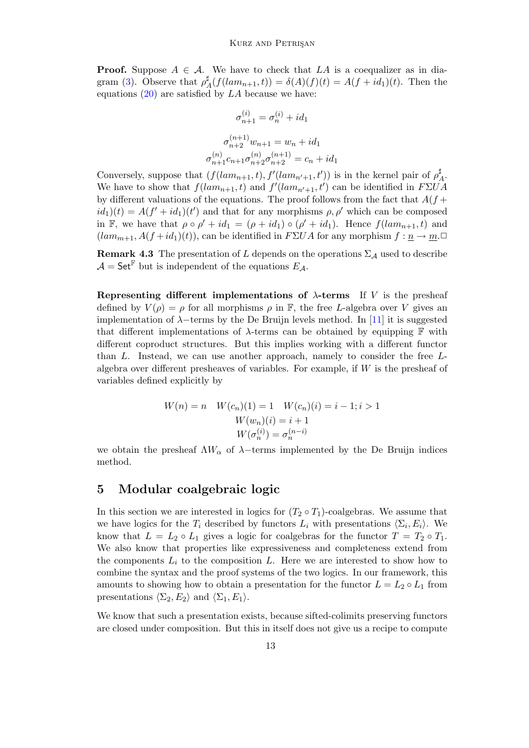**Proof.** Suppose $A \in \mathcal{A}$. We have to check that $LA$ is a coequalizer as in diagram (3). Observe that $\rho_A^\sharp(f(lam_{n+1}, t)) = \delta(A)(f)(t) = A(f + id_1)(t)$. Then the equations (20) are satisfied by $LA$ because we have:

$$\sigma_{n+1}^{(i)} = \sigma_n^{(i)} + id_1$$

$$\sigma_{n+2}^{(n+1)} w_{n+1} = w_n + id_1$$
$$\sigma_{n+1}^{(n)} c_{n+1} \sigma_{n+2}^{(n)} \sigma_{n+2}^{(n+1)} = c_n + id_1$$

Conversely, suppose that $(f(lam_{n+1}, t), f'(lam_{n'+1}, t'))$ is in the kernel pair of $\rho_A^\sharp$. We have to show that $f(lam_{n+1}, t)$ and $f'(lam_{n'+1}, t')$ can be identified in $F\Sigma UA$ by different valuations of the equations. The proof follows from the fact that $A(f + id_1)(t) = A(f' + id_1)(t')$ and that for any morphisms $\rho, \rho'$ which can be composed in $\mathbb{F}$, we have that $\rho \circ \rho' + id_1 = (\rho + id_1) \circ (\rho' + id_1)$. Hence $f(lam_{n+1}, t)$ and $(lam_{m+1}, A(f + id_1)(t))$, can be identified in $F\Sigma UA$ for any morphism $f : \underline{n} \to \underline{m}$. $\Box$

**Remark 4.3** The presentation of $L$ depends on the operations $\Sigma_{\mathcal{A}}$ used to describe $\mathcal{A} = \mathsf{Set}^{\mathbb{F}}$ but is independent of the equations $E_{\mathcal{A}}$.

**Representing different implementations of $\lambda$-terms** If $V$ is the presheaf defined by $V(\rho) = \rho$ for all morphisms $\rho$ in $\mathbb{F}$, the free $L$-algebra over $V$ gives an implementation of $\lambda-$terms by the De Bruijn levels method. In [11] it is suggested that different implementations of $\lambda$-terms can be obtained by equipping $\mathbb{F}$ with different coproduct structures. But this implies working with a different functor than $L$. Instead, we can use another approach, namely to consider the free $L$-algebra over different presheaves of variables. For example, if $W$ is the presheaf of variables defined explicitly by

$$W(n) = n \quad W(c_n)(1) = 1 \quad W(c_n)(i) = i - 1; i > 1$$
$$W(w_n)(i) = i + 1$$
$$W(\sigma_n^{(i)}) = \sigma_n^{(n-i)}$$

we obtain the presheaf $\Lambda W_\alpha$ of $\lambda-$terms implemented by the De Bruijn indices method.

## 5 Modular coalgebraic logic

In this section we are interested in logics for $(T_2 \circ T_1)$-coalgebras. We assume that we have logics for the $T_i$ described by functors $L_i$ with presentations $\langle \Sigma_i, E_i \rangle$. We know that $L = L_2 \circ L_1$ gives a logic for coalgebras for the functor $T = T_2 \circ T_1$. We also know that properties like expressiveness and completeness extend from the components $L_i$ to the composition $L$. Here we are interested to show how to combine the syntax and the proof systems of the two logics. In our framework, this amounts to showing how to obtain a presentation for the functor $L = L_2 \circ L_1$ from presentations $\langle \Sigma_2, E_2 \rangle$ and $\langle \Sigma_1, E_1 \rangle$.

We know that such a presentation exists, because sifted-colimits preserving functors are closed under composition. But this in itself does not give us a recipe to compute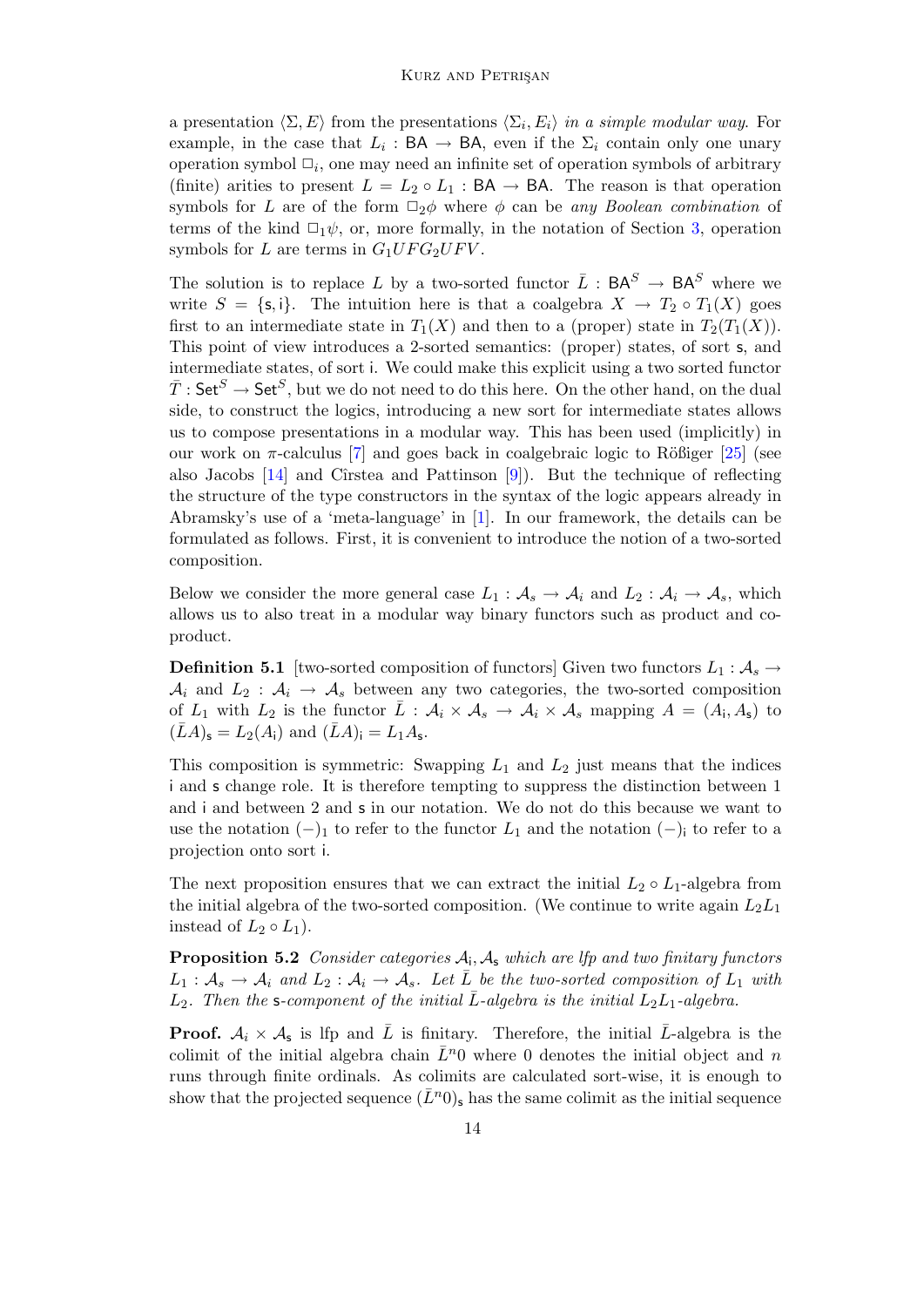a presentation $\langle \Sigma, E\rangle$ from the presentations $\langle \Sigma_i, E_i\rangle$ *in a simple modular way*. For example, in the case that $L_i : \mathsf{BA} \to \mathsf{BA}$, even if the $\Sigma_i$ contain only one unary operation symbol $\Box_i$, one may need an infinite set of operation symbols of arbitrary (finite) arities to present $L = L_2 \circ L_1 : \mathsf{BA} \to \mathsf{BA}$. The reason is that operation symbols for $L$ are of the form $\Box_2\phi$ where $\phi$ can be *any Boolean combination* of terms of the kind $\Box_1\psi$, or, more formally, in the notation of Section 3, operation symbols for $L$ are terms in $G_1UFG_2UFV$.

The solution is to replace $L$ by a two-sorted functor $\bar{L} : \mathsf{BA}^S \to \mathsf{BA}^S$ where we write $S = \{\mathsf{s}, \mathsf{i}\}$. The intuition here is that a coalgebra $X \to T_2 \circ T_1(X)$ goes first to an intermediate state in $T_1(X)$ and then to a (proper) state in $T_2(T_1(X))$. This point of view introduces a 2-sorted semantics: (proper) states, of sort $\mathsf{s}$, and intermediate states, of sort $\mathsf{i}$. We could make this explicit using a two sorted functor $\bar{T} : \mathsf{Set}^S \to \mathsf{Set}^S$, but we do not need to do this here. On the other hand, on the dual side, to construct the logics, introducing a new sort for intermediate states allows us to compose presentations in a modular way. This has been used (implicitly) in our work on $\pi$-calculus [7] and goes back in coalgebraic logic to Rößiger [25] (see also Jacobs [14] and Cîrstea and Pattinson [9]). But the technique of reflecting the structure of the type constructors in the syntax of the logic appears already in Abramsky's use of a 'meta-language' in [1]. In our framework, the details can be formulated as follows. First, it is convenient to introduce the notion of a two-sorted composition.

Below we consider the more general case $L_1 : \mathcal{A}_s \to \mathcal{A}_i$ and $L_2 : \mathcal{A}_i \to \mathcal{A}_s$, which allows us to also treat in a modular way binary functors such as product and coproduct.

**Definition 5.1** [two-sorted composition of functors] Given two functors $L_1 : \mathcal{A}_s \to \mathcal{A}_i$ and $L_2 : \mathcal{A}_i \to \mathcal{A}_s$ between any two categories, the two-sorted composition of $L_1$ with $L_2$ is the functor $\bar{L} : \mathcal{A}_i \times \mathcal{A}_s \to \mathcal{A}_i \times \mathcal{A}_s$ mapping $A = (A_\mathsf{i}, A_\mathsf{s})$ to $(\bar{L}A)_\mathsf{s} = L_2(A_\mathsf{i})$ and $(\bar{L}A)_\mathsf{i} = L_1 A_\mathsf{s}$.

This composition is symmetric: Swapping $L_1$ and $L_2$ just means that the indices $\mathsf{i}$ and $\mathsf{s}$ change role. It is therefore tempting to suppress the distinction between 1 and $\mathsf{i}$ and between 2 and $\mathsf{s}$ in our notation. We do not do this because we want to use the notation $(-)_1$ to refer to the functor $L_1$ and the notation $(-)_\mathsf{i}$ to refer to a projection onto sort $\mathsf{i}$.

The next proposition ensures that we can extract the initial $L_2 \circ L_1$-algebra from the initial algebra of the two-sorted composition. (We continue to write again $L_2L_1$ instead of $L_2 \circ L_1$).

**Proposition 5.2** *Consider categories $\mathcal{A}_\mathsf{i}, \mathcal{A}_\mathsf{s}$ which are lfp and two finitary functors $L_1 : \mathcal{A}_s \to \mathcal{A}_i$ and $L_2 : \mathcal{A}_i \to \mathcal{A}_s$. Let $\bar{L}$ be the two-sorted composition of $L_1$ with $L_2$. Then the $\mathsf{s}$-component of the initial $\bar{L}$-algebra is the initial $L_2L_1$-algebra.*

**Proof.** $\mathcal{A}_i \times \mathcal{A}_\mathsf{s}$ is lfp and $\bar{L}$ is finitary. Therefore, the initial $\bar{L}$-algebra is the colimit of the initial algebra chain $\bar{L}^n 0$ where $0$ denotes the initial object and $n$ runs through finite ordinals. As colimits are calculated sort-wise, it is enough to show that the projected sequence $(\bar{L}^n 0)_\mathsf{s}$ has the same colimit as the initial sequence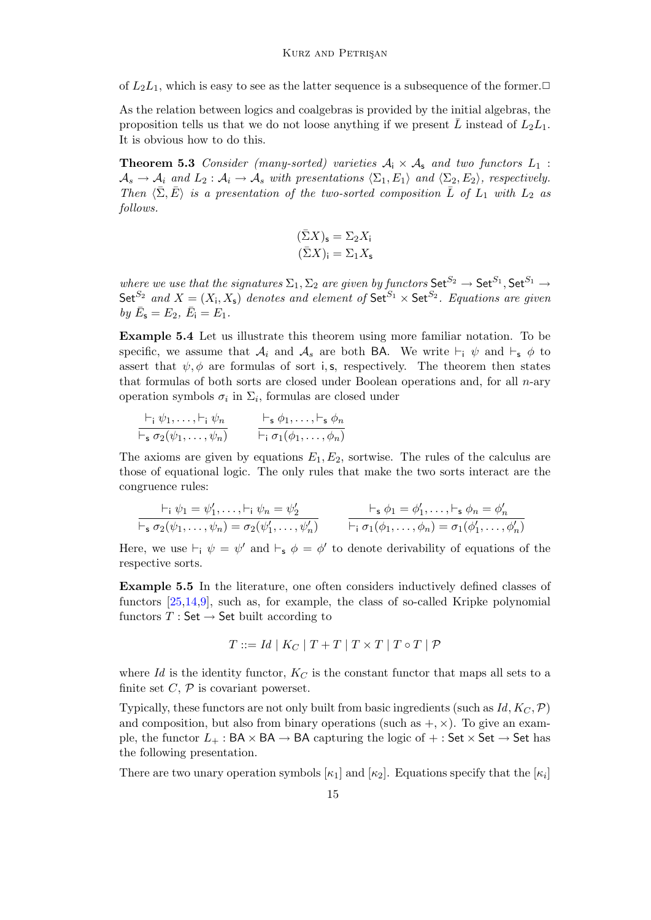of $L_2L_1$, which is easy to see as the latter sequence is a subsequence of the former.□

As the relation between logics and coalgebras is provided by the initial algebras, the proposition tells us that we do not loose anything if we present $\bar{L}$ instead of $L_2L_1$. It is obvious how to do this.

**Theorem 5.3** *Consider (many-sorted) varieties $\mathcal{A}_\mathsf{i} \times \mathcal{A}_\mathsf{s}$ and two functors $L_1 : \mathcal{A}_s \to \mathcal{A}_i$ and $L_2 : \mathcal{A}_i \to \mathcal{A}_s$ with presentations $\langle \Sigma_1, E_1 \rangle$ and $\langle \Sigma_2, E_2 \rangle$, respectively. Then $\langle \bar{\Sigma}, \bar{E} \rangle$ is a presentation of the two-sorted composition $\bar{L}$ of $L_1$ with $L_2$ as follows.*

$$(\bar{\Sigma}X)_\mathsf{s} = \Sigma_2 X_\mathsf{i}$$
$$(\bar{\Sigma}X)_\mathsf{i} = \Sigma_1 X_\mathsf{s}$$

*where we use that the signatures $\Sigma_1, \Sigma_2$ are given by functors $\mathsf{Set}^{S_2} \to \mathsf{Set}^{S_1}, \mathsf{Set}^{S_1} \to \mathsf{Set}^{S_2}$ and $X = (X_\mathsf{i}, X_\mathsf{s})$ denotes and element of $\mathsf{Set}^{S_1} \times \mathsf{Set}^{S_2}$. Equations are given by $\bar{E}_\mathsf{s} = E_2$, $\bar{E}_\mathsf{i} = E_1$.*

**Example 5.4** Let us illustrate this theorem using more familiar notation. To be specific, we assume that $\mathcal{A}_i$ and $\mathcal{A}_s$ are both $\mathsf{BA}$. We write $\vdash_\mathsf{i} \psi$ and $\vdash_\mathsf{s} \phi$ to assert that $\psi, \phi$ are formulas of sort $\mathsf{i}, \mathsf{s}$, respectively. The theorem then states that formulas of both sorts are closed under Boolean operations and, for all $n$-ary operation symbols $\sigma_i$ in $\Sigma_i$, formulas are closed under

$$\frac{\vdash_\mathsf{i} \psi_1, \ldots, \vdash_\mathsf{i} \psi_n}{\vdash_\mathsf{s} \sigma_2(\psi_1, \ldots, \psi_n)} \qquad \frac{\vdash_\mathsf{s} \phi_1, \ldots, \vdash_\mathsf{s} \phi_n}{\vdash_\mathsf{i} \sigma_1(\phi_1, \ldots, \phi_n)}$$

The axioms are given by equations $E_1, E_2$, sortwise. The rules of the calculus are those of equational logic. The only rules that make the two sorts interact are the congruence rules:

$$\frac{\vdash_\mathsf{i} \psi_1 = \psi_1', \ldots, \vdash_\mathsf{i} \psi_n = \psi_2'}{\vdash_\mathsf{s} \sigma_2(\psi_1, \ldots, \psi_n) = \sigma_2(\psi_1', \ldots, \psi_n')} \qquad \frac{\vdash_\mathsf{s} \phi_1 = \phi_1', \ldots, \vdash_\mathsf{s} \phi_n = \phi_n'}{\vdash_\mathsf{i} \sigma_1(\phi_1, \ldots, \phi_n) = \sigma_1(\phi_1', \ldots, \phi_n')}$$

Here, we use $\vdash_\mathsf{i} \psi = \psi'$ and $\vdash_\mathsf{s} \phi = \phi'$ to denote derivability of equations of the respective sorts.

**Example 5.5** In the literature, one often considers inductively defined classes of functors [25,14,9], such as, for example, the class of so-called Kripke polynomial functors $T : \mathsf{Set} \to \mathsf{Set}$ built according to

$$T ::= Id \mid K_C \mid T + T \mid T \times T \mid T \circ T \mid \mathcal{P}$$

where $Id$ is the identity functor, $K_C$ is the constant functor that maps all sets to a finite set $C$, $\mathcal{P}$ is covariant powerset.

Typically, these functors are not only built from basic ingredients (such as $Id, K_C, \mathcal{P}$) and composition, but also from binary operations (such as $+, \times$). To give an example, the functor $L_+ : \mathsf{BA} \times \mathsf{BA} \to \mathsf{BA}$ capturing the logic of $+ : \mathsf{Set} \times \mathsf{Set} \to \mathsf{Set}$ has the following presentation.

There are two unary operation symbols $[\kappa_1]$ and $[\kappa_2]$. Equations specify that the $[\kappa_i]$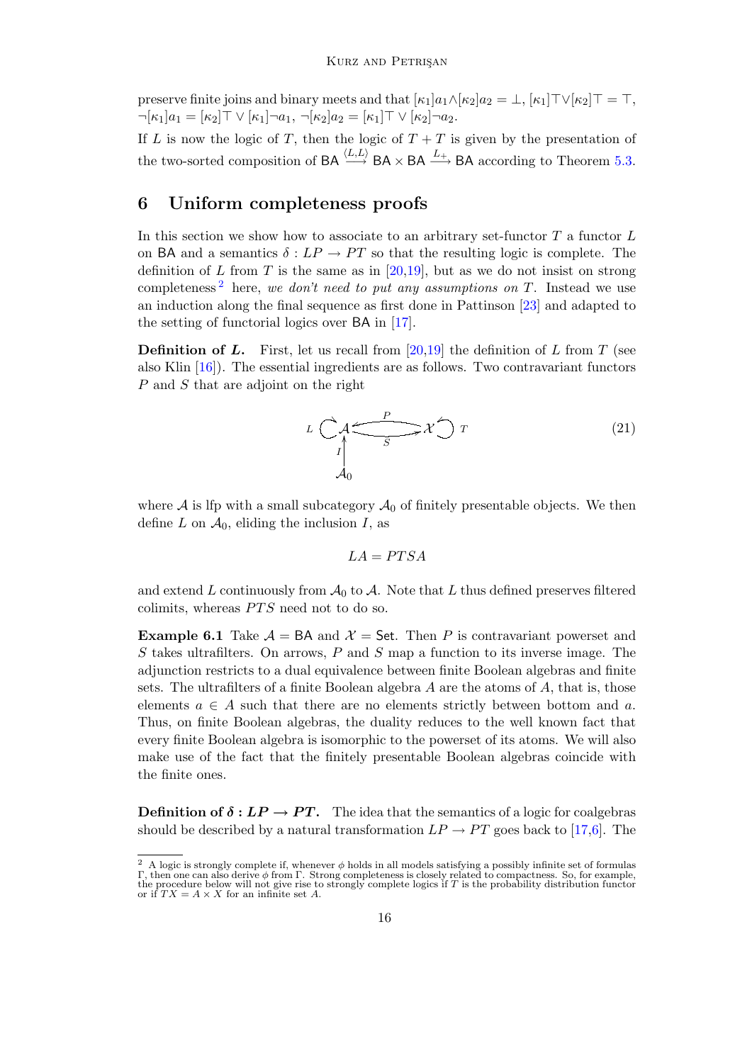preserve finite joins and binary meets and that $[\kappa_1]a_1 \wedge [\kappa_2]a_2 = \bot$, $[\kappa_1]\top \vee [\kappa_2]\top = \top$, $\neg[\kappa_1]a_1 = [\kappa_2]\top \vee [\kappa_1]\neg a_1$, $\neg[\kappa_2]a_2 = [\kappa_1]\top \vee [\kappa_2]\neg a_2$.

If $L$ is now the logic of $T$, then the logic of $T + T$ is given by the presentation of the two-sorted composition of $\mathsf{BA} \xrightarrow{\langle L,L\rangle} \mathsf{BA} \times \mathsf{BA} \xrightarrow{L_+} \mathsf{BA}$ according to Theorem 5.3.

## 6 Uniform completeness proofs

In this section we show how to associate to an arbitrary set-functor $T$ a functor $L$ on $\mathsf{BA}$ and a semantics $\delta : LP \to PT$ so that the resulting logic is complete. The definition of $L$ from $T$ is the same as in [20,19], but as we do not insist on strong completeness [2] here, *we don't need to put any assumptions on* $T$. Instead we use an induction along the final sequence as first done in Pattinson [23] and adapted to the setting of functorial logics over $\mathsf{BA}$ in [17].

**Definition of $L$.** First, let us recall from [20,19] the definition of $L$ from $T$ (see also Klin [16]). The essential ingredients are as follows. Two contravariant functors $P$ and $S$ that are adjoint on the right

$$
\begin{array}{c}
L \circlearrowright \mathcal{A} \underset{S}{\overset{P}{\rightleftarrows}} \mathcal{X} \circlearrowleft T \\
\uparrow I \\
\mathcal{A}_0
\end{array}
\tag{21}
$$

where $\mathcal{A}$ is lfp with a small subcategory $\mathcal{A}_0$ of finitely presentable objects. We then define $L$ on $\mathcal{A}_0$, eliding the inclusion $I$, as

$$LA = PTSA$$

and extend $L$ continuously from $\mathcal{A}_0$ to $\mathcal{A}$. Note that $L$ thus defined preserves filtered colimits, whereas $PTS$ need not to do so.

**Example 6.1** Take $\mathcal{A} = \mathsf{BA}$ and $\mathcal{X} = \mathsf{Set}$. Then $P$ is contravariant powerset and $S$ takes ultrafilters. On arrows, $P$ and $S$ map a function to its inverse image. The adjunction restricts to a dual equivalence between finite Boolean algebras and finite sets. The ultrafilters of a finite Boolean algebra $A$ are the atoms of $A$, that is, those elements $a \in A$ such that there are no elements strictly between bottom and $a$. Thus, on finite Boolean algebras, the duality reduces to the well known fact that every finite Boolean algebra is isomorphic to the powerset of its atoms. We will also make use of the fact that the finitely presentable Boolean algebras coincide with the finite ones.

**Definition of $\delta : LP \to PT$.** The idea that the semantics of a logic for coalgebras should be described by a natural transformation $LP \to PT$ goes back to [17,6]. The

[2] A logic is strongly complete if, whenever $\phi$ holds in all models satisfying a possibly infinite set of formulas $\Gamma$, then one can also derive $\phi$ from $\Gamma$. Strong completeness is closely related to compactness. So, for example, the procedure below will not give rise to strongly complete logics if $T$ is the probability distribution functor or if $TX = A \times X$ for an infinite set $A$.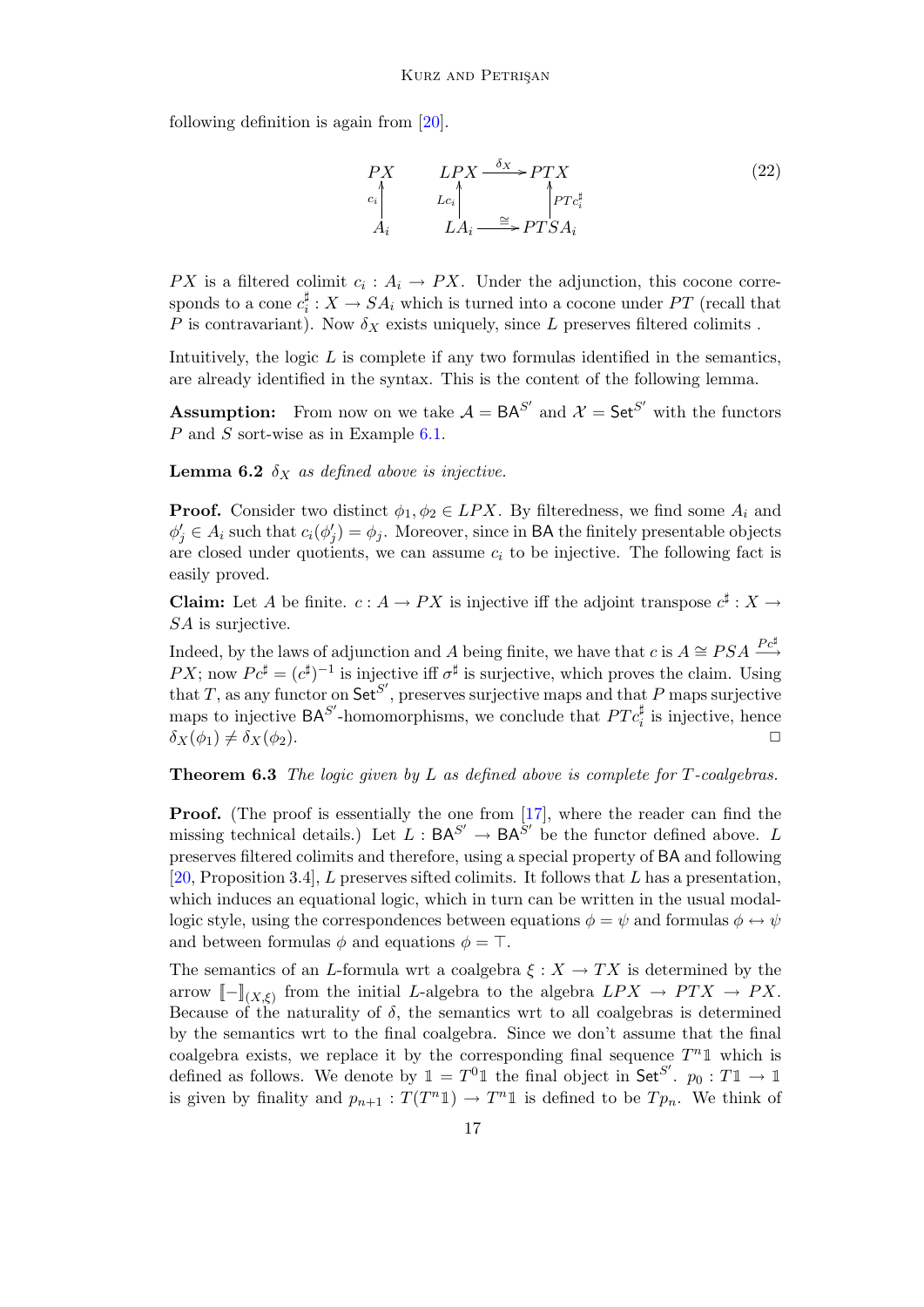following definition is again from [20].

$$
\begin{array}{ccc}
PX & \quad & LPX \xrightarrow{\delta_X} PTX \\
{\scriptstyle c_i}\uparrow & & {\scriptstyle Lc_i}\uparrow \qquad\qquad \uparrow{\scriptstyle PTc_i^\sharp} \\
A_i & & LA_i \xrightarrow{\cong} PTSA_i
\end{array}
\tag{22}
$$

$PX$ is a filtered colimit $c_i : A_i \to PX$. Under the adjunction, this cocone corresponds to a cone $c_i^\sharp : X \to SA_i$ which is turned into a cocone under $PT$ (recall that $P$ is contravariant). Now $\delta_X$ exists uniquely, since $L$ preserves filtered colimits .

Intuitively, the logic $L$ is complete if any two formulas identified in the semantics, are already identified in the syntax. This is the content of the following lemma.

**Assumption:** From now on we take $\mathcal{A} = \mathsf{BA}^{S'}$ and $\mathcal{X} = \mathsf{Set}^{S'}$ with the functors $P$ and $S$ sort-wise as in Example 6.1.

**Lemma 6.2** *$\delta_X$ as defined above is injective.*

**Proof.** Consider two distinct $\phi_1, \phi_2 \in LPX$. By filteredness, we find some $A_i$ and $\phi'_j \in A_i$ such that $c_i(\phi'_j) = \phi_j$. Moreover, since in $\mathsf{BA}$ the finitely presentable objects are closed under quotients, we can assume $c_i$ to be injective. The following fact is easily proved.

**Claim:** Let $A$ be finite. $c : A \to PX$ is injective iff the adjoint transpose $c^\sharp : X \to SA$ is surjective.

Indeed, by the laws of adjunction and $A$ being finite, we have that $c$ is $A \cong PSA \xrightarrow{Pc^\sharp} PX$; now $Pc^\sharp = (c^\sharp)^{-1}$ is injective iff $\sigma^\sharp$ is surjective, which proves the claim. Using that $T$, as any functor on $\mathsf{Set}^{S'}$, preserves surjective maps and that $P$ maps surjective maps to injective $\mathsf{BA}^{S'}$-homomorphisms, we conclude that $PTc_i^\sharp$ is injective, hence $\delta_X(\phi_1) \neq \delta_X(\phi_2)$. □

**Theorem 6.3** *The logic given by $L$ as defined above is complete for $T$-coalgebras.*

**Proof.** (The proof is essentially the one from [17], where the reader can find the missing technical details.) Let $L : \mathsf{BA}^{S'} \to \mathsf{BA}^{S'}$ be the functor defined above. $L$ preserves filtered colimits and therefore, using a special property of $\mathsf{BA}$ and following [20, Proposition 3.4], $L$ preserves sifted colimits. It follows that $L$ has a presentation, which induces an equational logic, which in turn can be written in the usual modal-logic style, using the correspondences between equations $\phi = \psi$ and formulas $\phi \leftrightarrow \psi$ and between formulas $\phi$ and equations $\phi = \top$.

The semantics of an $L$-formula wrt a coalgebra $\xi : X \to TX$ is determined by the arrow $[\![-]\!]_{(X,\xi)}$ from the initial $L$-algebra to the algebra $LPX \to PTX \to PX$. Because of the naturality of $\delta$, the semantics wrt to all coalgebras is determined by the semantics wrt to the final coalgebra. Since we don't assume that the final coalgebra exists, we replace it by the corresponding final sequence $T^n\mathbb{1}$ which is defined as follows. We denote by $\mathbb{1} = T^0\mathbb{1}$ the final object in $\mathsf{Set}^{S'}$. $p_0 : T\mathbb{1} \to \mathbb{1}$ is given by finality and $p_{n+1} : T(T^n\mathbb{1}) \to T^n\mathbb{1}$ is defined to be $Tp_n$. We think of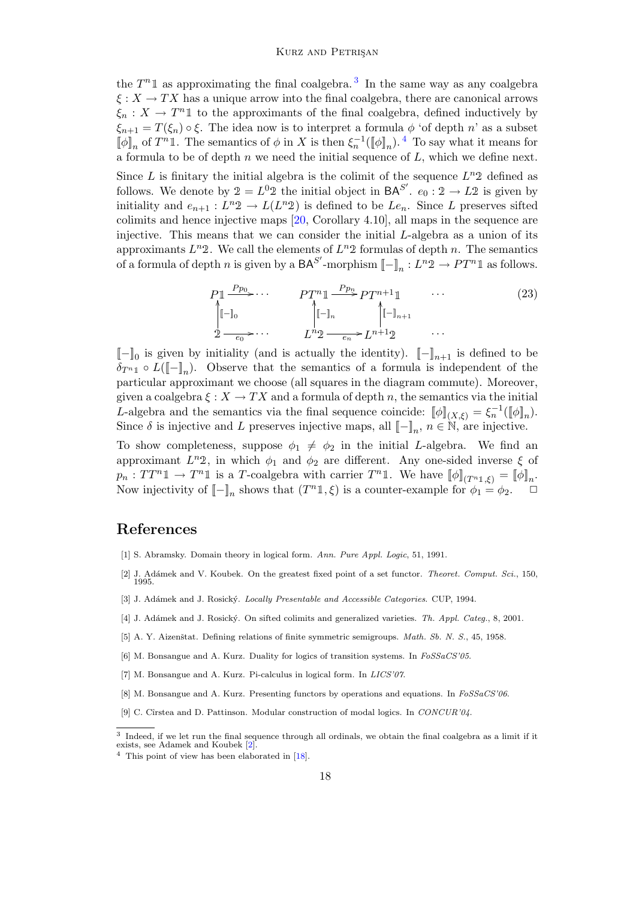the $T^n\mathbb{1}$ as approximating the final coalgebra.[3] In the same way as any coalgebra $\xi : X \to TX$ has a unique arrow into the final coalgebra, there are canonical arrows $\xi_n : X \to T^n\mathbb{1}$ to the approximants of the final coalgebra, defined inductively by $\xi_{n+1} = T(\xi_n) \circ \xi$. The idea now is to interpret a formula $\phi$ 'of depth $n$' as a subset $[\![\phi]\!]_n$ of $T^n\mathbb{1}$. The semantics of $\phi$ in $X$ is then $\xi_n^{-1}([\![\phi]\!]_n)$.[4] To say what it means for a formula to be of depth $n$ we need the initial sequence of $L$, which we define next.

Since $L$ is finitary the initial algebra is the colimit of the sequence $L^n\mathbb{2}$ defined as follows. We denote by $\mathbb{2} = L^0\mathbb{2}$ the initial object in $\mathsf{BA}^{S'}$. $e_0 : \mathbb{2} \to L\mathbb{2}$ is given by initiality and $e_{n+1} : L^n\mathbb{2} \to L(L^n\mathbb{2})$ is defined to be $Le_n$. Since $L$ preserves sifted colimits and hence injective maps [20, Corollary 4.10], all maps in the sequence are injective. This means that we can consider the initial $L$-algebra as a union of its approximants $L^n\mathbb{2}$. We call the elements of $L^n\mathbb{2}$ formulas of depth $n$. The semantics of a formula of depth $n$ is given by a $\mathsf{BA}^{S'}$-morphism $[\![-]\!]_n : L^n\mathbb{2} \to PT^n\mathbb{1}$ as follows.

$$
\begin{array}{ccccccc}
P\mathbb{1} & \xrightarrow{Pp_0} \cdots & & PT^n\mathbb{1} & \xrightarrow{Pp_n} & PT^{n+1}\mathbb{1} & \cdots \\
\uparrow {\scriptstyle [\![-]\!]_0} & & & \uparrow {\scriptstyle [\![-]\!]_n} & & \uparrow {\scriptstyle [\![-]\!]_{n+1}} & \\
\mathbb{2} & \xrightarrow[e_0]{} \cdots & & L^n\mathbb{2} & \xrightarrow[e_n]{} & L^{n+1}\mathbb{2} & \cdots
\end{array}
\qquad (23)
$$

$[\![-]\!]_0$ is given by initiality (and is actually the identity). $[\![-]\!]_{n+1}$ is defined to be $\delta_{T^n\mathbb{1}} \circ L([\![-]\!]_n)$. Observe that the semantics of a formula is independent of the particular approximant we choose (all squares in the diagram commute). Moreover, given a coalgebra $\xi : X \to TX$ and a formula of depth $n$, the semantics via the initial $L$-algebra and the semantics via the final sequence coincide: $[\![\phi]\!]_{(X,\xi)} = \xi_n^{-1}([\![\phi]\!]_n)$. Since $\delta$ is injective and $L$ preserves injective maps, all $[\![-]\!]_n$, $n \in \mathbb{N}$, are injective.

To show completeness, suppose $\phi_1 \neq \phi_2$ in the initial $L$-algebra. We find an approximant $L^n\mathbb{2}$, in which $\phi_1$ and $\phi_2$ are different. Any one-sided inverse $\xi$ of $p_n : TT^n\mathbb{1} \to T^n\mathbb{1}$ is a $T$-coalgebra with carrier $T^n\mathbb{1}$. We have $[\![\phi]\!]_{(T^n\mathbb{1},\xi)} = [\![\phi]\!]_n$. Now injectivity of $[\![-]\!]_n$ shows that $(T^n\mathbb{1}, \xi)$ is a counter-example for $\phi_1 = \phi_2$. $\Box$

## References

[1] S. Abramsky. Domain theory in logical form. *Ann. Pure Appl. Logic*, 51, 1991.

[2] J. Adámek and V. Koubek. On the greatest fixed point of a set functor. *Theoret. Comput. Sci.*, 150, 1995.

[3] J. Adámek and J. Rosický. *Locally Presentable and Accessible Categories*. CUP, 1994.

[4] J. Adámek and J. Rosický. On sifted colimits and generalized varieties. *Th. Appl. Categ.*, 8, 2001.

[5] A. Y. Aizenštat. Defining relations of finite symmetric semigroups. *Math. Sb. N. S.*, 45, 1958.

[6] M. Bonsangue and A. Kurz. Duality for logics of transition systems. In *FoSSaCS'05*.

[7] M. Bonsangue and A. Kurz. Pi-calculus in logical form. In *LICS'07*.

[8] M. Bonsangue and A. Kurz. Presenting functors by operations and equations. In *FoSSaCS'06*.

[9] C. Cîrstea and D. Pattinson. Modular construction of modal logics. In *CONCUR'04*.

---

[3] Indeed, if we let run the final sequence through all ordinals, we obtain the final coalgebra as a limit if it exists, see Adamek and Koubek [2].

[4] This point of view has been elaborated in [18].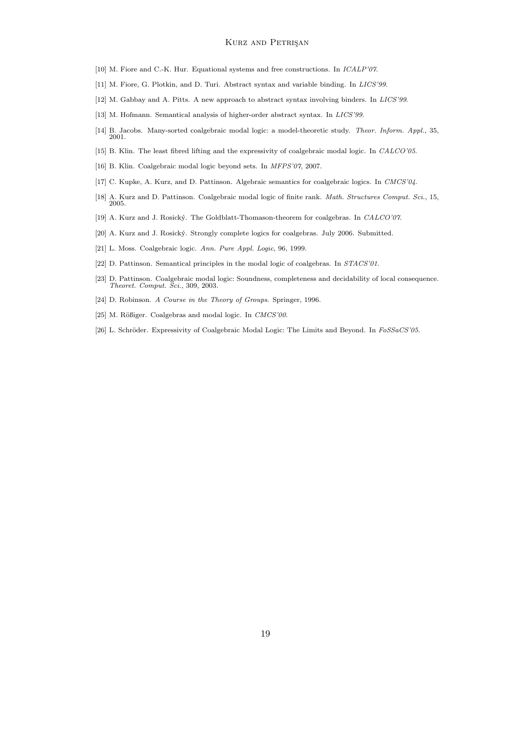[10] M. Fiore and C.-K. Hur. Equational systems and free constructions. In *ICALP'07*.

[11] M. Fiore, G. Plotkin, and D. Turi. Abstract syntax and variable binding. In *LICS'99*.

[12] M. Gabbay and A. Pitts. A new approach to abstract syntax involving binders. In *LICS'99*.

[13] M. Hofmann. Semantical analysis of higher-order abstract syntax. In *LICS'99*.

[14] B. Jacobs. Many-sorted coalgebraic modal logic: a model-theoretic study. *Theor. Inform. Appl.*, 35, 2001.

[15] B. Klin. The least fibred lifting and the expressivity of coalgebraic modal logic. In *CALCO'05*.

[16] B. Klin. Coalgebraic modal logic beyond sets. In *MFPS'07*, 2007.

[17] C. Kupke, A. Kurz, and D. Pattinson. Algebraic semantics for coalgebraic logics. In *CMCS'04*.

[18] A. Kurz and D. Pattinson. Coalgebraic modal logic of finite rank. *Math. Structures Comput. Sci.*, 15, 2005.

[19] A. Kurz and J. Rosický. The Goldblatt-Thomason-theorem for coalgebras. In *CALCO'07*.

[20] A. Kurz and J. Rosický. Strongly complete logics for coalgebras. July 2006. Submitted.

[21] L. Moss. Coalgebraic logic. *Ann. Pure Appl. Logic*, 96, 1999.

[22] D. Pattinson. Semantical principles in the modal logic of coalgebras. In *STACS'01*.

[23] D. Pattinson. Coalgebraic modal logic: Soundness, completeness and decidability of local consequence. *Theoret. Comput. Sci.*, 309, 2003.

[24] D. Robinson. *A Course in the Theory of Groups*. Springer, 1996.

[25] M. Rößiger. Coalgebras and modal logic. In *CMCS'00*.

[26] L. Schröder. Expressivity of Coalgebraic Modal Logic: The Limits and Beyond. In *FoSSaCS'05*.